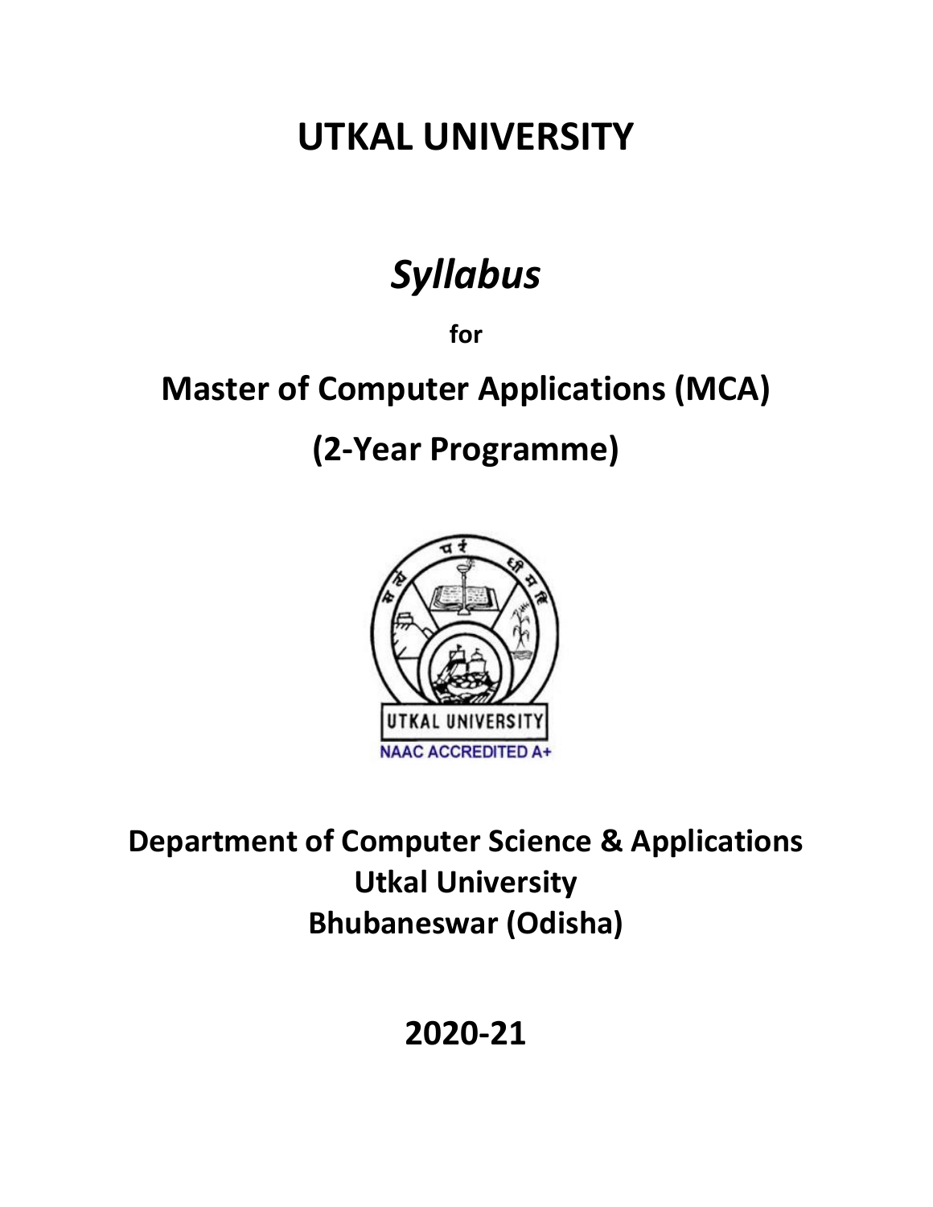# UTKAL UNIVERSITY

# *Syllabus*

**for**

## Master of Computer Applications (MCA)

## (2-Year Programme)

UTKAL UNIVERSITY

NAAC ACCREDITED A+

**Department of Computer Science & Applications**
**Utkal University**
**Bhubaneswar (Odisha)**

**2020-21**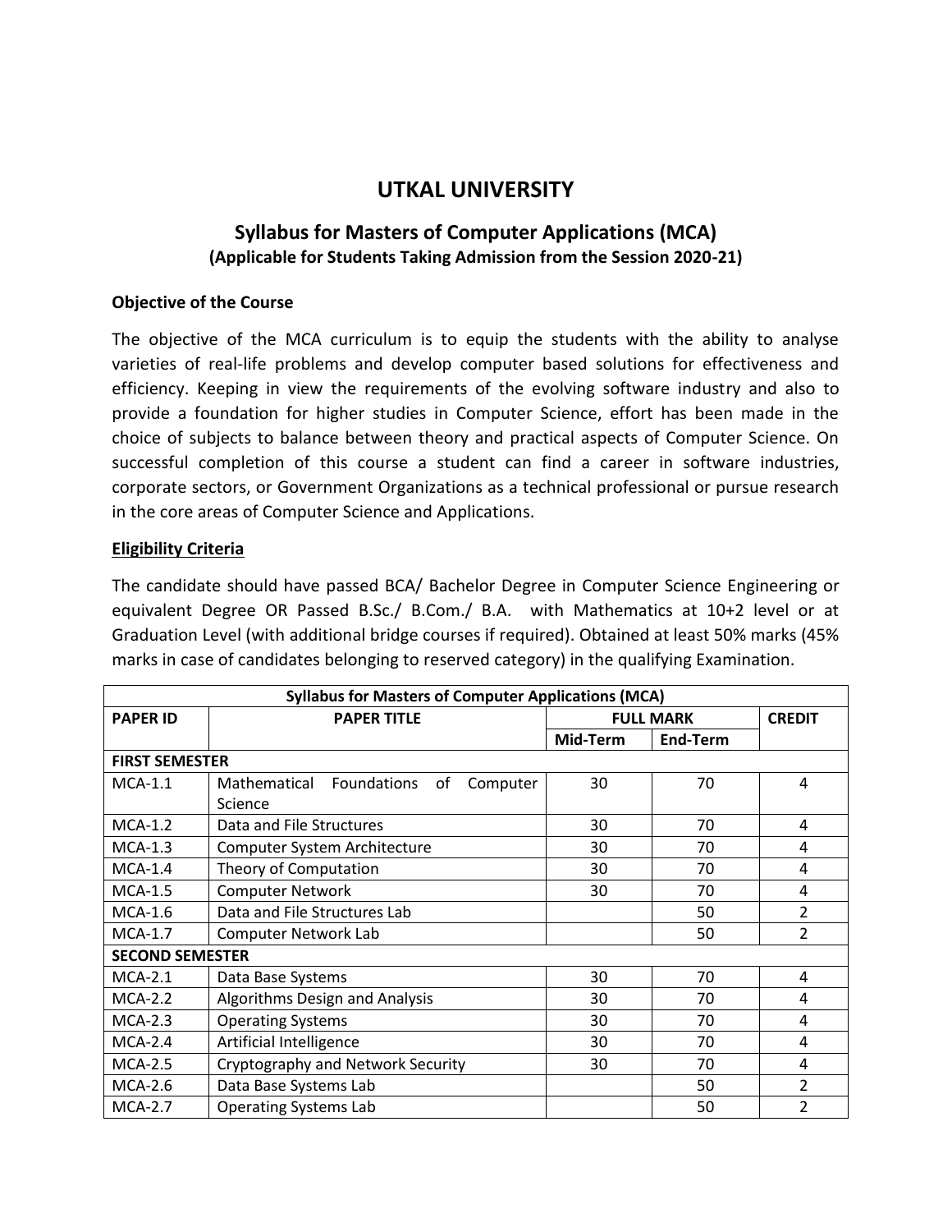# UTKAL UNIVERSITY

## Syllabus for Masters of Computer Applications (MCA)

**(Applicable for Students Taking Admission from the Session 2020-21)**

**Objective of the Course**

The objective of the MCA curriculum is to equip the students with the ability to analyse varieties of real-life problems and develop computer based solutions for effectiveness and efficiency. Keeping in view the requirements of the evolving software industry and also to provide a foundation for higher studies in Computer Science, effort has been made in the choice of subjects to balance between theory and practical aspects of Computer Science. On successful completion of this course a student can find a career in software industries, corporate sectors, or Government Organizations as a technical professional or pursue research in the core areas of Computer Science and Applications.

**Eligibility Criteria**

The candidate should have passed BCA/ Bachelor Degree in Computer Science Engineering or equivalent Degree OR Passed B.Sc./ B.Com./ B.A. with Mathematics at 10+2 level or at Graduation Level (with additional bridge courses if required). Obtained at least 50% marks (45% marks in case of candidates belonging to reserved category) in the qualifying Examination.

| **Syllabus for Masters of Computer Applications (MCA)** | | | | |
|---|---|---|---|---|
| **PAPER ID** | **PAPER TITLE** | **FULL MARK** | | **CREDIT** |
| | | **Mid-Term** | **End-Term** | |
| **FIRST SEMESTER** | | | | |
| MCA-1.1 | Mathematical Foundations of Computer Science | 30 | 70 | 4 |
| MCA-1.2 | Data and File Structures | 30 | 70 | 4 |
| MCA-1.3 | Computer System Architecture | 30 | 70 | 4 |
| MCA-1.4 | Theory of Computation | 30 | 70 | 4 |
| MCA-1.5 | Computer Network | 30 | 70 | 4 |
| MCA-1.6 | Data and File Structures Lab | | 50 | 2 |
| MCA-1.7 | Computer Network Lab | | 50 | 2 |
| **SECOND SEMESTER** | | | | |
| MCA-2.1 | Data Base Systems | 30 | 70 | 4 |
| MCA-2.2 | Algorithms Design and Analysis | 30 | 70 | 4 |
| MCA-2.3 | Operating Systems | 30 | 70 | 4 |
| MCA-2.4 | Artificial Intelligence | 30 | 70 | 4 |
| MCA-2.5 | Cryptography and Network Security | 30 | 70 | 4 |
| MCA-2.6 | Data Base Systems Lab | | 50 | 2 |
| MCA-2.7 | Operating Systems Lab | | 50 | 2 |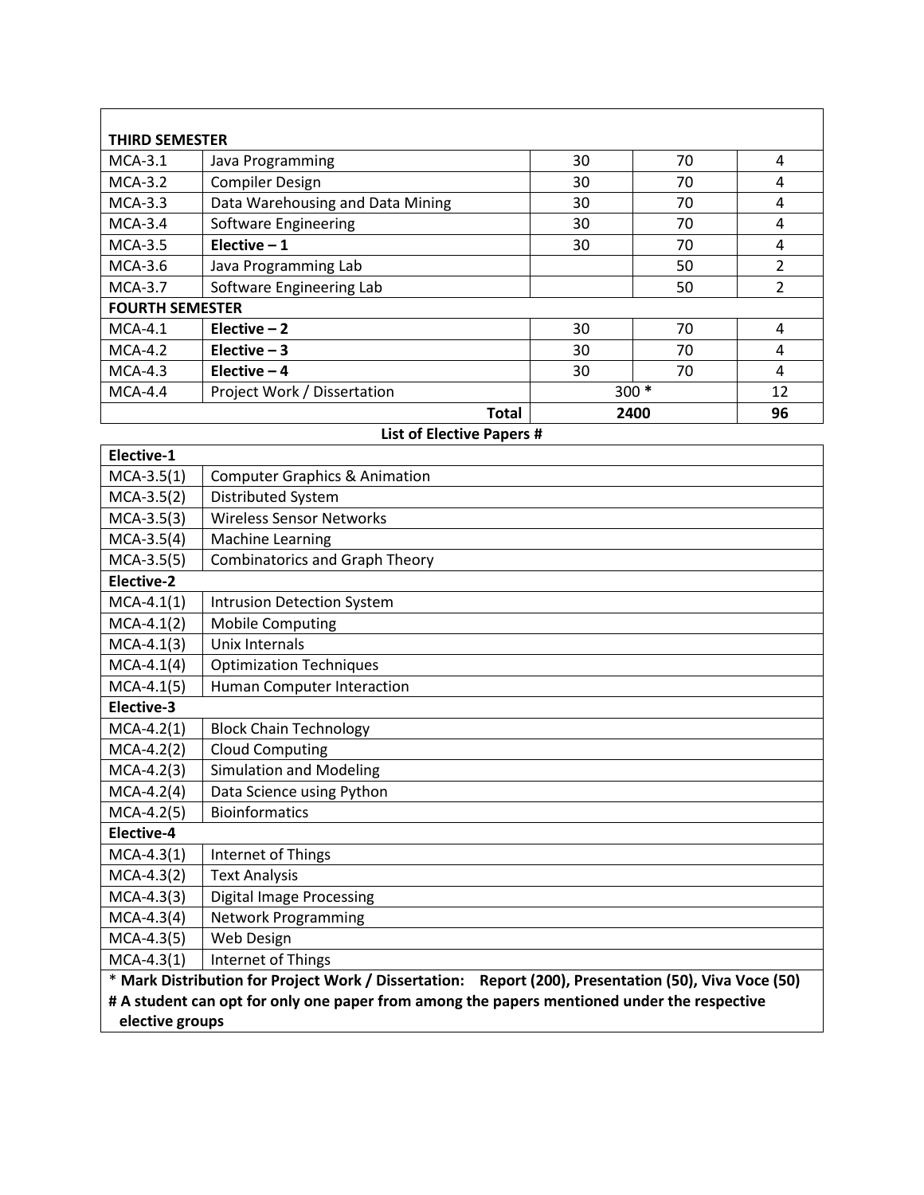| | | | | |
|---|---|---|---|---|
| **THIRD SEMESTER** | | | | |
| MCA-3.1 | Java Programming | 30 | 70 | 4 |
| MCA-3.2 | Compiler Design | 30 | 70 | 4 |
| MCA-3.3 | Data Warehousing and Data Mining | 30 | 70 | 4 |
| MCA-3.4 | Software Engineering | 30 | 70 | 4 |
| MCA-3.5 | **Elective – 1** | 30 | 70 | 4 |
| MCA-3.6 | Java Programming Lab | | 50 | 2 |
| MCA-3.7 | Software Engineering Lab | | 50 | 2 |
| **FOURTH SEMESTER** | | | | |
| MCA-4.1 | **Elective – 2** | 30 | 70 | 4 |
| MCA-4.2 | **Elective – 3** | 30 | 70 | 4 |
| MCA-4.3 | **Elective – 4** | 30 | 70 | 4 |
| MCA-4.4 | Project Work / Dissertation | 300 * | | 12 |
| | **Total** | **2400** | | **96** |

**List of Elective Papers #**

| | |
|---|---|
| **Elective-1** | |
| MCA-3.5(1) | Computer Graphics & Animation |
| MCA-3.5(2) | Distributed System |
| MCA-3.5(3) | Wireless Sensor Networks |
| MCA-3.5(4) | Machine Learning |
| MCA-3.5(5) | Combinatorics and Graph Theory |
| **Elective-2** | |
| MCA-4.1(1) | Intrusion Detection System |
| MCA-4.1(2) | Mobile Computing |
| MCA-4.1(3) | Unix Internals |
| MCA-4.1(4) | Optimization Techniques |
| MCA-4.1(5) | Human Computer Interaction |
| **Elective-3** | |
| MCA-4.2(1) | Block Chain Technology |
| MCA-4.2(2) | Cloud Computing |
| MCA-4.2(3) | Simulation and Modeling |
| MCA-4.2(4) | Data Science using Python |
| MCA-4.2(5) | Bioinformatics |
| **Elective-4** | |
| MCA-4.3(1) | Internet of Things |
| MCA-4.3(2) | Text Analysis |
| MCA-4.3(3) | Digital Image Processing |
| MCA-4.3(4) | Network Programming |
| MCA-4.3(5) | Web Design |
| MCA-4.3(1) | Internet of Things |

\* **Mark Distribution for Project Work / Dissertation: Report (200), Presentation (50), Viva Voce (50)**

**# A student can opt for only one paper from among the papers mentioned under the respective elective groups**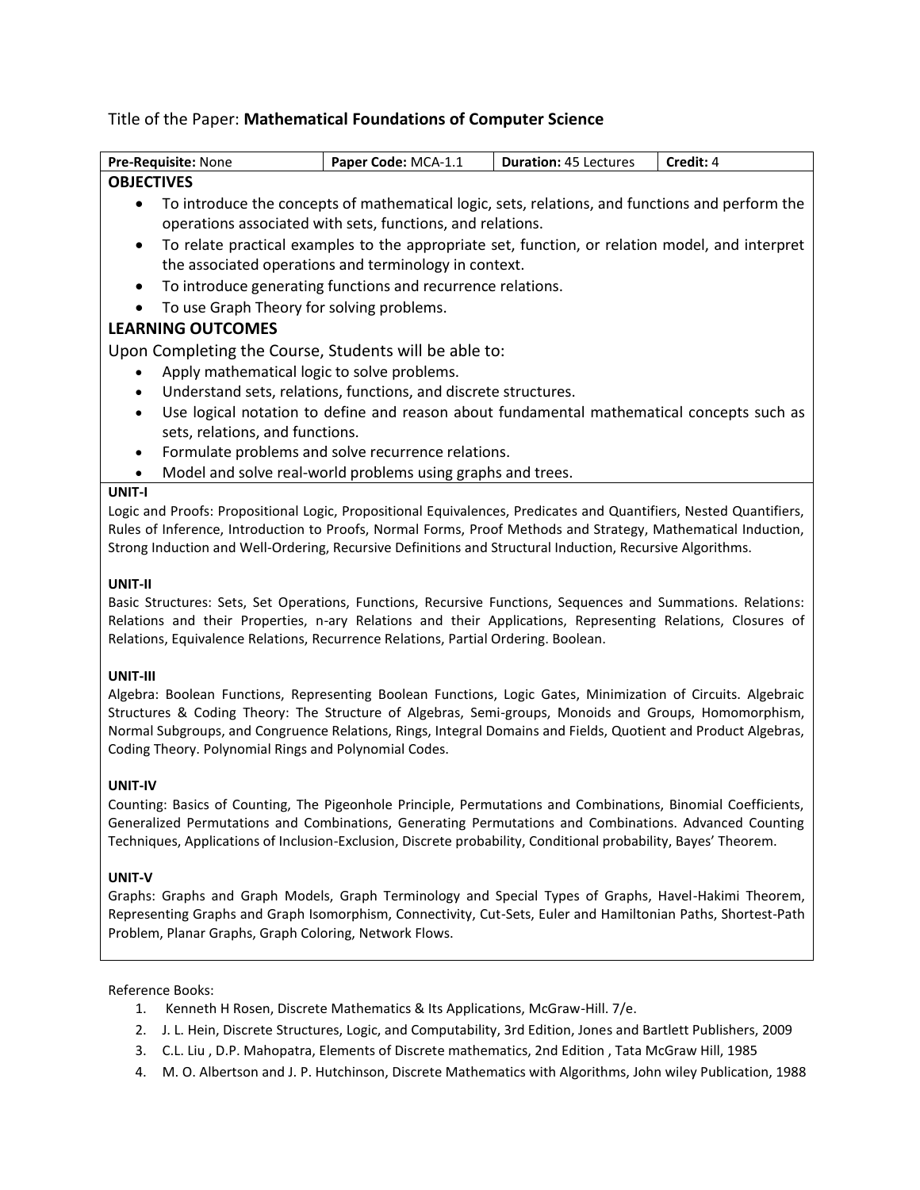Title of the Paper: **Mathematical Foundations of Computer Science**

| **Pre-Requisite:** None | **Paper Code:** MCA-1.1 | **Duration:** 45 Lectures | **Credit:** 4 |
|---|---|---|---|

## OBJECTIVES

- To introduce the concepts of mathematical logic, sets, relations, and functions and perform the operations associated with sets, functions, and relations.
- To relate practical examples to the appropriate set, function, or relation model, and interpret the associated operations and terminology in context.
- To introduce generating functions and recurrence relations.
- To use Graph Theory for solving problems.

## LEARNING OUTCOMES

Upon Completing the Course, Students will be able to:

- Apply mathematical logic to solve problems.
- Understand sets, relations, functions, and discrete structures.
- Use logical notation to define and reason about fundamental mathematical concepts such as sets, relations, and functions.
- Formulate problems and solve recurrence relations.
- Model and solve real-world problems using graphs and trees.

### UNIT-I

Logic and Proofs: Propositional Logic, Propositional Equivalences, Predicates and Quantifiers, Nested Quantifiers, Rules of Inference, Introduction to Proofs, Normal Forms, Proof Methods and Strategy, Mathematical Induction, Strong Induction and Well-Ordering, Recursive Definitions and Structural Induction, Recursive Algorithms.

### UNIT-II

Basic Structures: Sets, Set Operations, Functions, Recursive Functions, Sequences and Summations. Relations: Relations and their Properties, n-ary Relations and their Applications, Representing Relations, Closures of Relations, Equivalence Relations, Recurrence Relations, Partial Ordering. Boolean.

### UNIT-III

Algebra: Boolean Functions, Representing Boolean Functions, Logic Gates, Minimization of Circuits. Algebraic Structures & Coding Theory: The Structure of Algebras, Semi-groups, Monoids and Groups, Homomorphism, Normal Subgroups, and Congruence Relations, Rings, Integral Domains and Fields, Quotient and Product Algebras, Coding Theory. Polynomial Rings and Polynomial Codes.

### UNIT-IV

Counting: Basics of Counting, The Pigeonhole Principle, Permutations and Combinations, Binomial Coefficients, Generalized Permutations and Combinations, Generating Permutations and Combinations. Advanced Counting Techniques, Applications of Inclusion-Exclusion, Discrete probability, Conditional probability, Bayes' Theorem.

### UNIT-V

Graphs: Graphs and Graph Models, Graph Terminology and Special Types of Graphs, Havel-Hakimi Theorem, Representing Graphs and Graph Isomorphism, Connectivity, Cut-Sets, Euler and Hamiltonian Paths, Shortest-Path Problem, Planar Graphs, Graph Coloring, Network Flows.

Reference Books:

1. Kenneth H Rosen, Discrete Mathematics & Its Applications, McGraw-Hill. 7/e.
2. J. L. Hein, Discrete Structures, Logic, and Computability, 3rd Edition, Jones and Bartlett Publishers, 2009
3. C.L. Liu , D.P. Mahopatra, Elements of Discrete mathematics, 2nd Edition , Tata McGraw Hill, 1985
4. M. O. Albertson and J. P. Hutchinson, Discrete Mathematics with Algorithms, John wiley Publication, 1988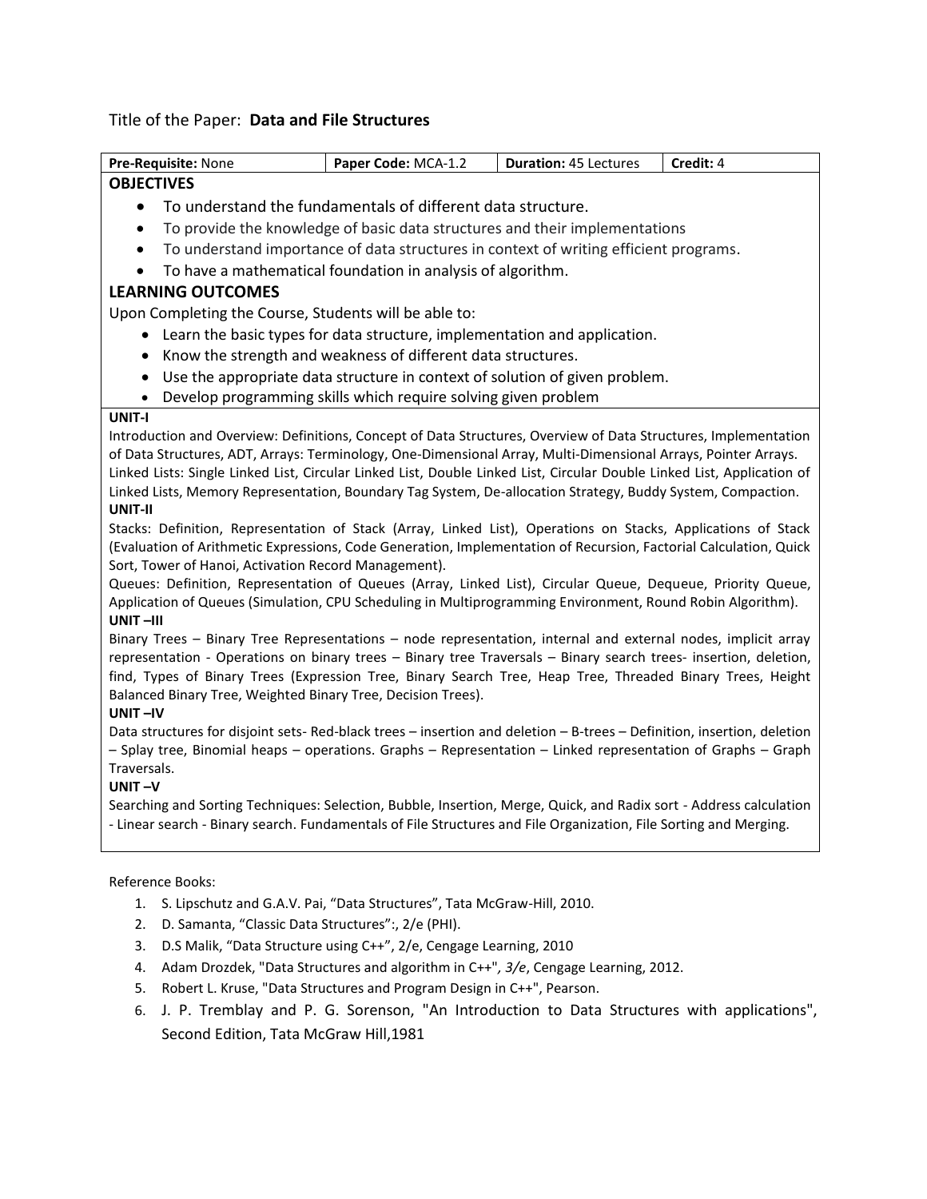Title of the Paper: **Data and File Structures**

| **Pre-Requisite:** None | **Paper Code:** MCA-1.2 | **Duration:** 45 Lectures | **Credit:** 4 |
|---|---|---|---|

## OBJECTIVES

- To understand the fundamentals of different data structure.
- To provide the knowledge of basic data structures and their implementations
- To understand importance of data structures in context of writing efficient programs.
- To have a mathematical foundation in analysis of algorithm.

## LEARNING OUTCOMES

Upon Completing the Course, Students will be able to:

- Learn the basic types for data structure, implementation and application.
- Know the strength and weakness of different data structures.
- Use the appropriate data structure in context of solution of given problem.
- Develop programming skills which require solving given problem

**UNIT-I**

Introduction and Overview: Definitions, Concept of Data Structures, Overview of Data Structures, Implementation of Data Structures, ADT, Arrays: Terminology, One-Dimensional Array, Multi-Dimensional Arrays, Pointer Arrays. Linked Lists: Single Linked List, Circular Linked List, Double Linked List, Circular Double Linked List, Application of Linked Lists, Memory Representation, Boundary Tag System, De-allocation Strategy, Buddy System, Compaction.

**UNIT-II**

Stacks: Definition, Representation of Stack (Array, Linked List), Operations on Stacks, Applications of Stack (Evaluation of Arithmetic Expressions, Code Generation, Implementation of Recursion, Factorial Calculation, Quick Sort, Tower of Hanoi, Activation Record Management).

Queues: Definition, Representation of Queues (Array, Linked List), Circular Queue, Dequeue, Priority Queue, Application of Queues (Simulation, CPU Scheduling in Multiprogramming Environment, Round Robin Algorithm).

**UNIT –III**

Binary Trees – Binary Tree Representations – node representation, internal and external nodes, implicit array representation - Operations on binary trees – Binary tree Traversals – Binary search trees- insertion, deletion, find, Types of Binary Trees (Expression Tree, Binary Search Tree, Heap Tree, Threaded Binary Trees, Height Balanced Binary Tree, Weighted Binary Tree, Decision Trees).

**UNIT –IV**

Data structures for disjoint sets- Red-black trees – insertion and deletion – B-trees – Definition, insertion, deletion – Splay tree, Binomial heaps – operations. Graphs – Representation – Linked representation of Graphs – Graph Traversals.

**UNIT –V**

Searching and Sorting Techniques: Selection, Bubble, Insertion, Merge, Quick, and Radix sort - Address calculation - Linear search - Binary search. Fundamentals of File Structures and File Organization, File Sorting and Merging.

Reference Books:

1. S. Lipschutz and G.A.V. Pai, "Data Structures", Tata McGraw-Hill, 2010.
2. D. Samanta, "Classic Data Structures":, 2/e (PHI).
3. D.S Malik, "Data Structure using C++", 2/e, Cengage Learning, 2010
4. Adam Drozdek, "Data Structures and algorithm in C++", *3/e*, Cengage Learning, 2012.
5. Robert L. Kruse, "Data Structures and Program Design in C++", Pearson.
6. J. P. Tremblay and P. G. Sorenson, "An Introduction to Data Structures with applications", Second Edition, Tata McGraw Hill,1981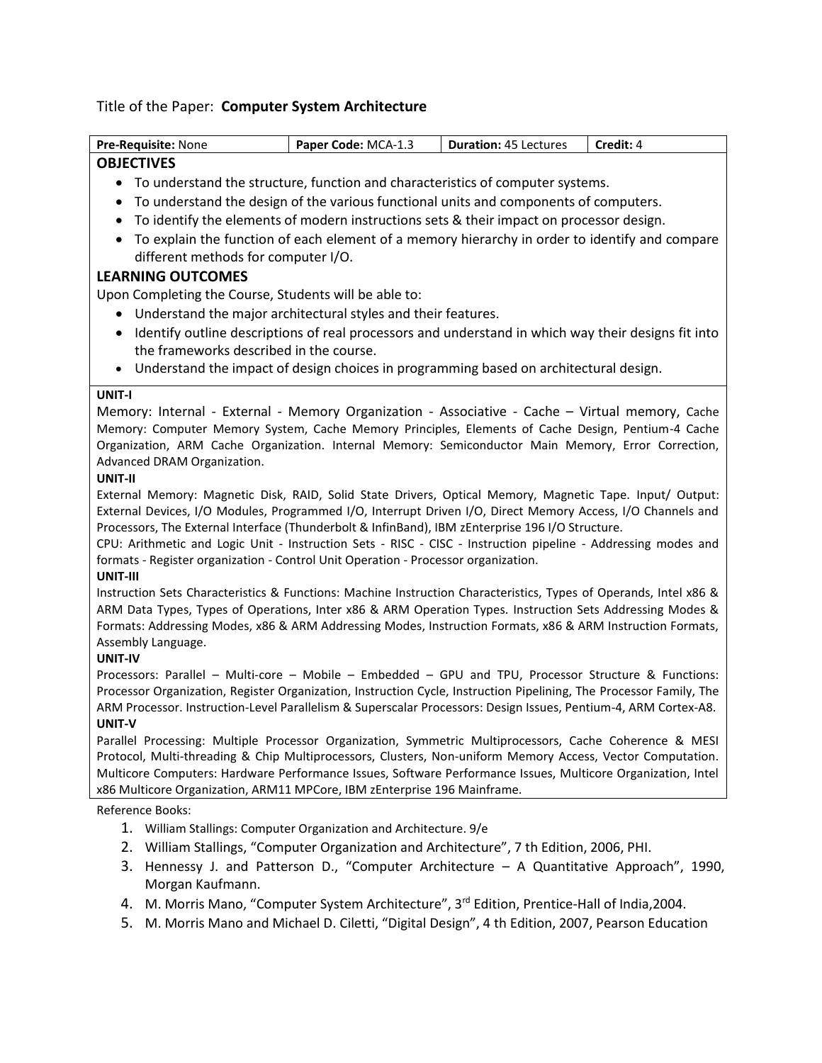Title of the Paper: **Computer System Architecture**

| **Pre-Requisite:** None | **Paper Code:** MCA-1.3 | **Duration:** 45 Lectures | **Credit:** 4 |
|---|---|---|---|

## OBJECTIVES

- To understand the structure, function and characteristics of computer systems.
- To understand the design of the various functional units and components of computers.
- To identify the elements of modern instructions sets & their impact on processor design.
- To explain the function of each element of a memory hierarchy in order to identify and compare different methods for computer I/O.

## LEARNING OUTCOMES

Upon Completing the Course, Students will be able to:

- Understand the major architectural styles and their features.
- Identify outline descriptions of real processors and understand in which way their designs fit into the frameworks described in the course.
- Understand the impact of design choices in programming based on architectural design.

**UNIT-I**

Memory: Internal - External - Memory Organization - Associative - Cache – Virtual memory, Cache Memory: Computer Memory System, Cache Memory Principles, Elements of Cache Design, Pentium-4 Cache Organization, ARM Cache Organization. Internal Memory: Semiconductor Main Memory, Error Correction, Advanced DRAM Organization.

**UNIT-II**

External Memory: Magnetic Disk, RAID, Solid State Drivers, Optical Memory, Magnetic Tape. Input/ Output: External Devices, I/O Modules, Programmed I/O, Interrupt Driven I/O, Direct Memory Access, I/O Channels and Processors, The External Interface (Thunderbolt & InfinBand), IBM zEnterprise 196 I/O Structure.

CPU: Arithmetic and Logic Unit - Instruction Sets - RISC - CISC - Instruction pipeline - Addressing modes and formats - Register organization - Control Unit Operation - Processor organization.

**UNIT-III**

Instruction Sets Characteristics & Functions: Machine Instruction Characteristics, Types of Operands, Intel x86 & ARM Data Types, Types of Operations, Inter x86 & ARM Operation Types. Instruction Sets Addressing Modes & Formats: Addressing Modes, x86 & ARM Addressing Modes, Instruction Formats, x86 & ARM Instruction Formats, Assembly Language.

**UNIT-IV**

Processors: Parallel – Multi-core – Mobile – Embedded – GPU and TPU, Processor Structure & Functions: Processor Organization, Register Organization, Instruction Cycle, Instruction Pipelining, The Processor Family, The ARM Processor. Instruction-Level Parallelism & Superscalar Processors: Design Issues, Pentium-4, ARM Cortex-A8.

**UNIT-V**

Parallel Processing: Multiple Processor Organization, Symmetric Multiprocessors, Cache Coherence & MESI Protocol, Multi-threading & Chip Multiprocessors, Clusters, Non-uniform Memory Access, Vector Computation. Multicore Computers: Hardware Performance Issues, Software Performance Issues, Multicore Organization, Intel x86 Multicore Organization, ARM11 MPCore, IBM zEnterprise 196 Mainframe.

Reference Books:

1. William Stallings: Computer Organization and Architecture. 9/e
2. William Stallings, "Computer Organization and Architecture", 7 th Edition, 2006, PHI.
3. Hennessy J. and Patterson D., "Computer Architecture – A Quantitative Approach", 1990, Morgan Kaufmann.
4. M. Morris Mano, "Computer System Architecture", 3rd Edition, Prentice-Hall of India,2004.
5. M. Morris Mano and Michael D. Ciletti, "Digital Design", 4 th Edition, 2007, Pearson Education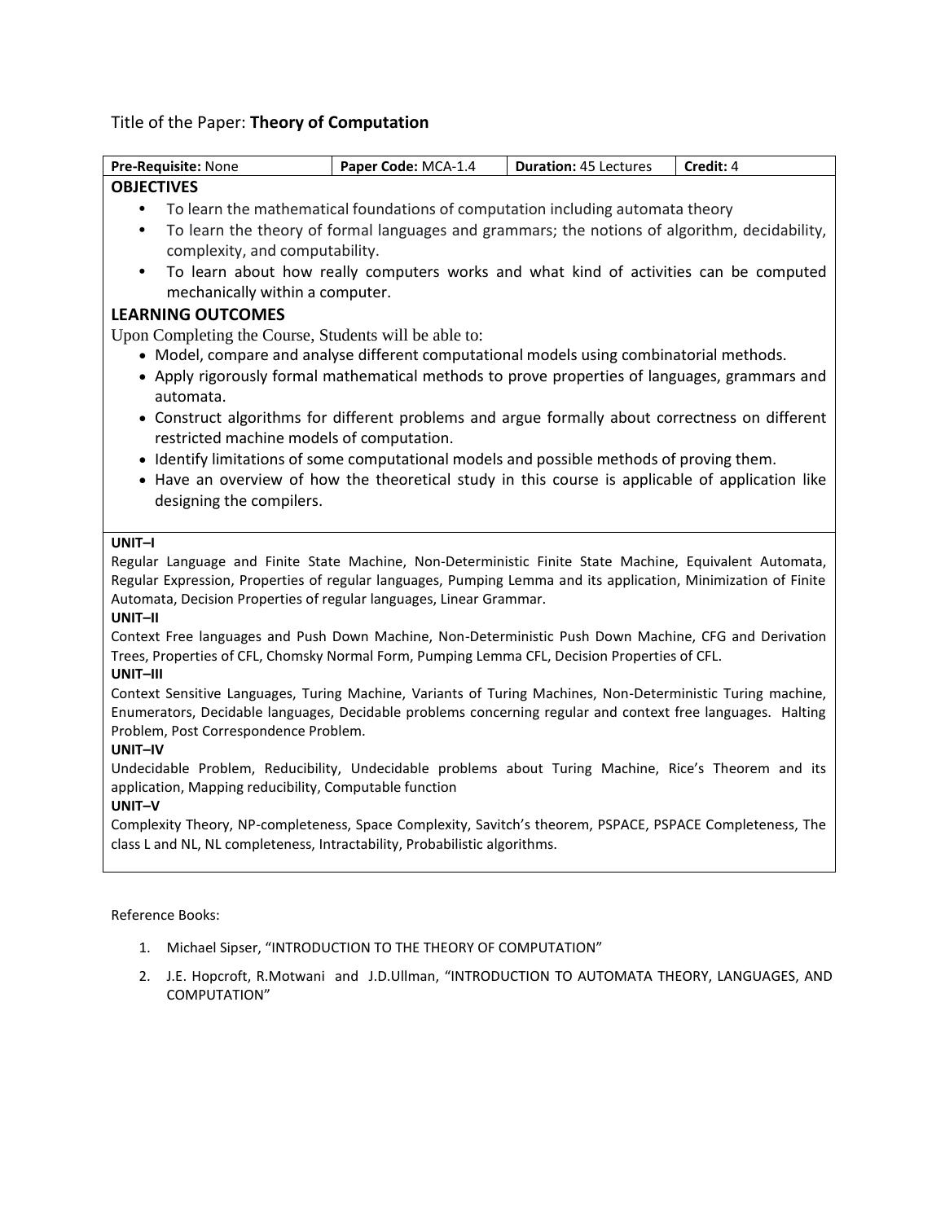Title of the Paper: **Theory of Computation**

| **Pre-Requisite:** None | **Paper Code:** MCA-1.4 | **Duration:** 45 Lectures | **Credit:** 4 |
|---|---|---|---|

**OBJECTIVES**

- To learn the mathematical foundations of computation including automata theory
- To learn the theory of formal languages and grammars; the notions of algorithm, decidability, complexity, and computability.
- To learn about how really computers works and what kind of activities can be computed mechanically within a computer.

**LEARNING OUTCOMES**

Upon Completing the Course, Students will be able to:

- Model, compare and analyse different computational models using combinatorial methods.
- Apply rigorously formal mathematical methods to prove properties of languages, grammars and automata.
- Construct algorithms for different problems and argue formally about correctness on different restricted machine models of computation.
- Identify limitations of some computational models and possible methods of proving them.
- Have an overview of how the theoretical study in this course is applicable of application like designing the compilers.

**UNIT–I**

Regular Language and Finite State Machine, Non-Deterministic Finite State Machine, Equivalent Automata, Regular Expression, Properties of regular languages, Pumping Lemma and its application, Minimization of Finite Automata, Decision Properties of regular languages, Linear Grammar.

**UNIT–II**

Context Free languages and Push Down Machine, Non-Deterministic Push Down Machine, CFG and Derivation Trees, Properties of CFL, Chomsky Normal Form, Pumping Lemma CFL, Decision Properties of CFL.

**UNIT–III**

Context Sensitive Languages, Turing Machine, Variants of Turing Machines, Non-Deterministic Turing machine, Enumerators, Decidable languages, Decidable problems concerning regular and context free languages. Halting Problem, Post Correspondence Problem.

**UNIT–IV**

Undecidable Problem, Reducibility, Undecidable problems about Turing Machine, Rice's Theorem and its application, Mapping reducibility, Computable function

**UNIT–V**

Complexity Theory, NP-completeness, Space Complexity, Savitch's theorem, PSPACE, PSPACE Completeness, The class L and NL, NL completeness, Intractability, Probabilistic algorithms.

Reference Books:

1. Michael Sipser, "INTRODUCTION TO THE THEORY OF COMPUTATION"
2. J.E. Hopcroft, R.Motwani and J.D.Ullman, "INTRODUCTION TO AUTOMATA THEORY, LANGUAGES, AND COMPUTATION"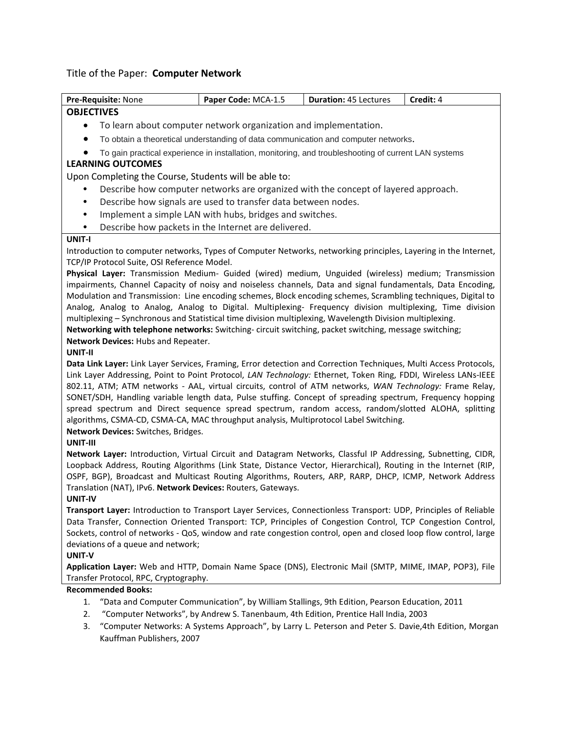Title of the Paper: **Computer Network**

| **Pre-Requisite:** None | **Paper Code:** MCA-1.5 | **Duration:** 45 Lectures | **Credit:** 4 |
|---|---|---|---|

## OBJECTIVES

- To learn about computer network organization and implementation.
- To obtain a theoretical understanding of data communication and computer networks.
- To gain practical experience in installation, monitoring, and troubleshooting of current LAN systems

## LEARNING OUTCOMES

Upon Completing the Course, Students will be able to:

- Describe how computer networks are organized with the concept of layered approach.
- Describe how signals are used to transfer data between nodes.
- Implement a simple LAN with hubs, bridges and switches.
- Describe how packets in the Internet are delivered.

**UNIT-I**

Introduction to computer networks, Types of Computer Networks, networking principles, Layering in the Internet, TCP/IP Protocol Suite, OSI Reference Model.

**Physical Layer:** Transmission Medium- Guided (wired) medium, Unguided (wireless) medium; Transmission impairments, Channel Capacity of noisy and noiseless channels, Data and signal fundamentals, Data Encoding, Modulation and Transmission: Line encoding schemes, Block encoding schemes, Scrambling techniques, Digital to Analog, Analog to Analog, Analog to Digital. Multiplexing- Frequency division multiplexing, Time division multiplexing – Synchronous and Statistical time division multiplexing, Wavelength Division multiplexing.

**Networking with telephone networks:** Switching- circuit switching, packet switching, message switching;

**Network Devices:** Hubs and Repeater.

**UNIT-II**

**Data Link Layer:** Link Layer Services, Framing, Error detection and Correction Techniques, Multi Access Protocols, Link Layer Addressing, Point to Point Protocol, *LAN Technology:* Ethernet, Token Ring, FDDI, Wireless LANs-IEEE 802.11, ATM; ATM networks - AAL, virtual circuits, control of ATM networks, *WAN Technology:* Frame Relay, SONET/SDH, Handling variable length data, Pulse stuffing. Concept of spreading spectrum, Frequency hopping spread spectrum and Direct sequence spread spectrum, random access, random/slotted ALOHA, splitting algorithms, CSMA-CD, CSMA-CA, MAC throughput analysis, Multiprotocol Label Switching.

**Network Devices:** Switches, Bridges.

**UNIT-III**

**Network Layer:** Introduction, Virtual Circuit and Datagram Networks, Classful IP Addressing, Subnetting, CIDR, Loopback Address, Routing Algorithms (Link State, Distance Vector, Hierarchical), Routing in the Internet (RIP, OSPF, BGP), Broadcast and Multicast Routing Algorithms, Routers, ARP, RARP, DHCP, ICMP, Network Address Translation (NAT), IPv6. **Network Devices:** Routers, Gateways.

**UNIT-IV**

**Transport Layer:** Introduction to Transport Layer Services, Connectionless Transport: UDP, Principles of Reliable Data Transfer, Connection Oriented Transport: TCP, Principles of Congestion Control, TCP Congestion Control, Sockets, control of networks - QoS, window and rate congestion control, open and closed loop flow control, large deviations of a queue and network;

**UNIT-V**

**Application Layer:** Web and HTTP, Domain Name Space (DNS), Electronic Mail (SMTP, MIME, IMAP, POP3), File Transfer Protocol, RPC, Cryptography.

**Recommended Books:**

1. “Data and Computer Communication”, by William Stallings, 9th Edition, Pearson Education, 2011
2. “Computer Networks”, by Andrew S. Tanenbaum, 4th Edition, Prentice Hall India, 2003
3. “Computer Networks: A Systems Approach”, by Larry L. Peterson and Peter S. Davie,4th Edition, Morgan Kauffman Publishers, 2007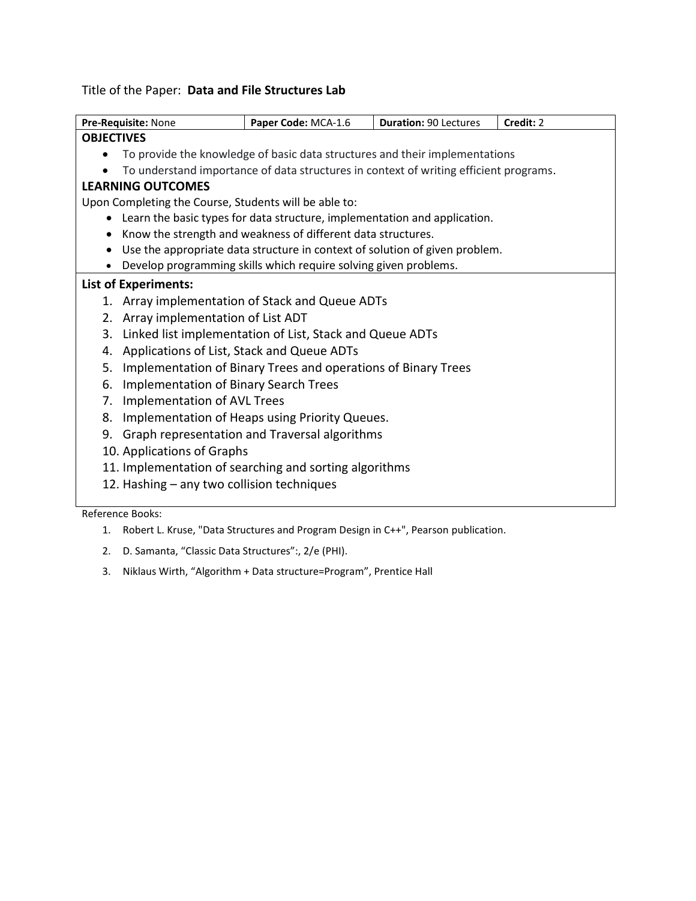Title of the Paper: **Data and File Structures Lab**

| **Pre-Requisite:** None | **Paper Code:** MCA-1.6 | **Duration:** 90 Lectures | **Credit:** 2 |
|---|---|---|---|

**OBJECTIVES**

- To provide the knowledge of basic data structures and their implementations
- To understand importance of data structures in context of writing efficient programs.

**LEARNING OUTCOMES**

Upon Completing the Course, Students will be able to:

- Learn the basic types for data structure, implementation and application.
- Know the strength and weakness of different data structures.
- Use the appropriate data structure in context of solution of given problem.
- Develop programming skills which require solving given problems.

**List of Experiments:**

1. Array implementation of Stack and Queue ADTs
2. Array implementation of List ADT
3. Linked list implementation of List, Stack and Queue ADTs
4. Applications of List, Stack and Queue ADTs
5. Implementation of Binary Trees and operations of Binary Trees
6. Implementation of Binary Search Trees
7. Implementation of AVL Trees
8. Implementation of Heaps using Priority Queues.
9. Graph representation and Traversal algorithms
10. Applications of Graphs
11. Implementation of searching and sorting algorithms
12. Hashing – any two collision techniques

Reference Books:

1. Robert L. Kruse, "Data Structures and Program Design in C++", Pearson publication.
2. D. Samanta, “Classic Data Structures”:, 2/e (PHI).
3. Niklaus Wirth, “Algorithm + Data structure=Program”, Prentice Hall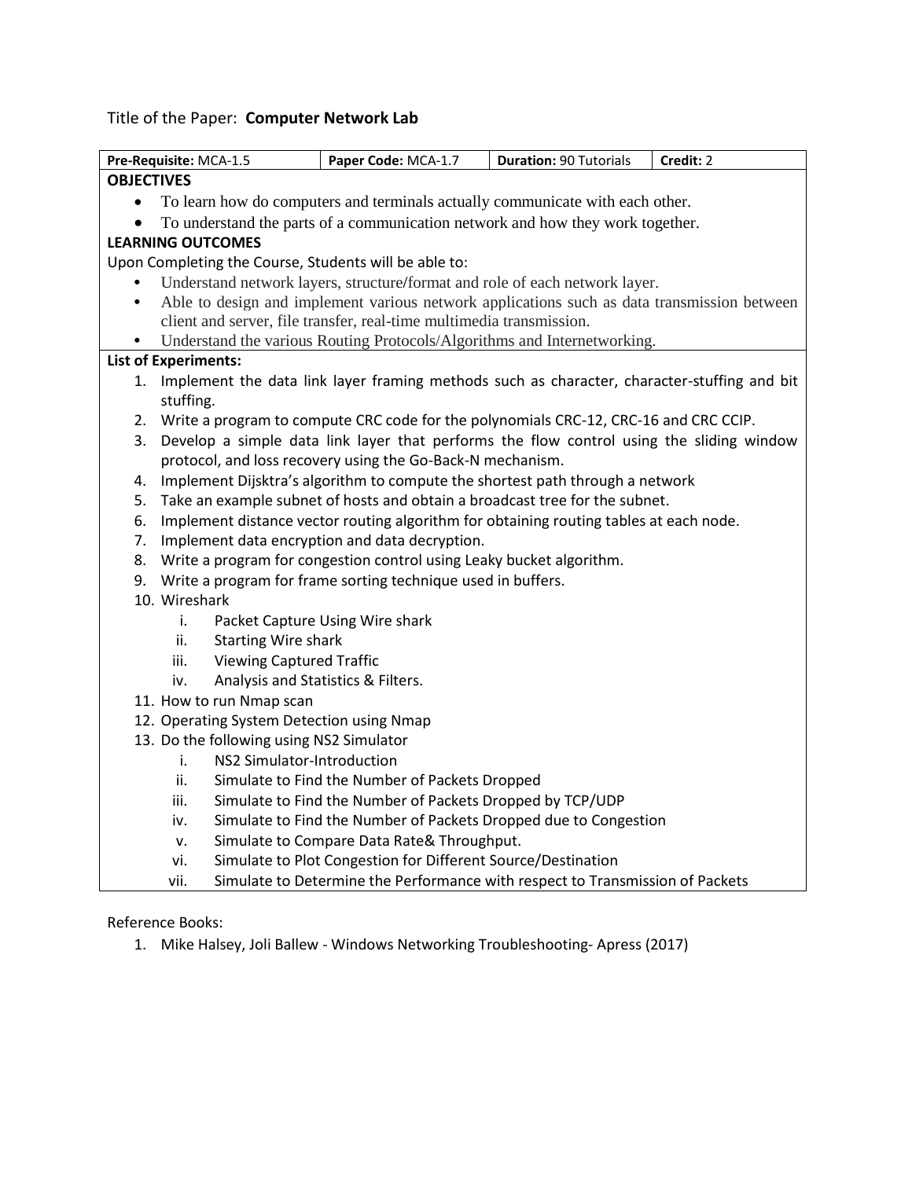Title of the Paper: **Computer Network Lab**

| **Pre-Requisite:** MCA-1.5 | **Paper Code:** MCA-1.7 | **Duration:** 90 Tutorials | **Credit:** 2 |
|---|---|---|---|

**OBJECTIVES**

- To learn how do computers and terminals actually communicate with each other.
- To understand the parts of a communication network and how they work together.

**LEARNING OUTCOMES**

Upon Completing the Course, Students will be able to:

- Understand network layers, structure/format and role of each network layer.
- Able to design and implement various network applications such as data transmission between client and server, file transfer, real-time multimedia transmission.
- Understand the various Routing Protocols/Algorithms and Internetworking.

**List of Experiments:**

1. Implement the data link layer framing methods such as character, character-stuffing and bit stuffing.
2. Write a program to compute CRC code for the polynomials CRC-12, CRC-16 and CRC CCIP.
3. Develop a simple data link layer that performs the flow control using the sliding window protocol, and loss recovery using the Go-Back-N mechanism.
4. Implement Dijsktra's algorithm to compute the shortest path through a network
5. Take an example subnet of hosts and obtain a broadcast tree for the subnet.
6. Implement distance vector routing algorithm for obtaining routing tables at each node.
7. Implement data encryption and data decryption.
8. Write a program for congestion control using Leaky bucket algorithm.
9. Write a program for frame sorting technique used in buffers.
10. Wireshark
    i. Packet Capture Using Wire shark
    ii. Starting Wire shark
    iii. Viewing Captured Traffic
    iv. Analysis and Statistics & Filters.
11. How to run Nmap scan
12. Operating System Detection using Nmap
13. Do the following using NS2 Simulator
    i. NS2 Simulator-Introduction
    ii. Simulate to Find the Number of Packets Dropped
    iii. Simulate to Find the Number of Packets Dropped by TCP/UDP
    iv. Simulate to Find the Number of Packets Dropped due to Congestion
    v. Simulate to Compare Data Rate& Throughput.
    vi. Simulate to Plot Congestion for Different Source/Destination
    vii. Simulate to Determine the Performance with respect to Transmission of Packets

Reference Books:

1. Mike Halsey, Joli Ballew - Windows Networking Troubleshooting- Apress (2017)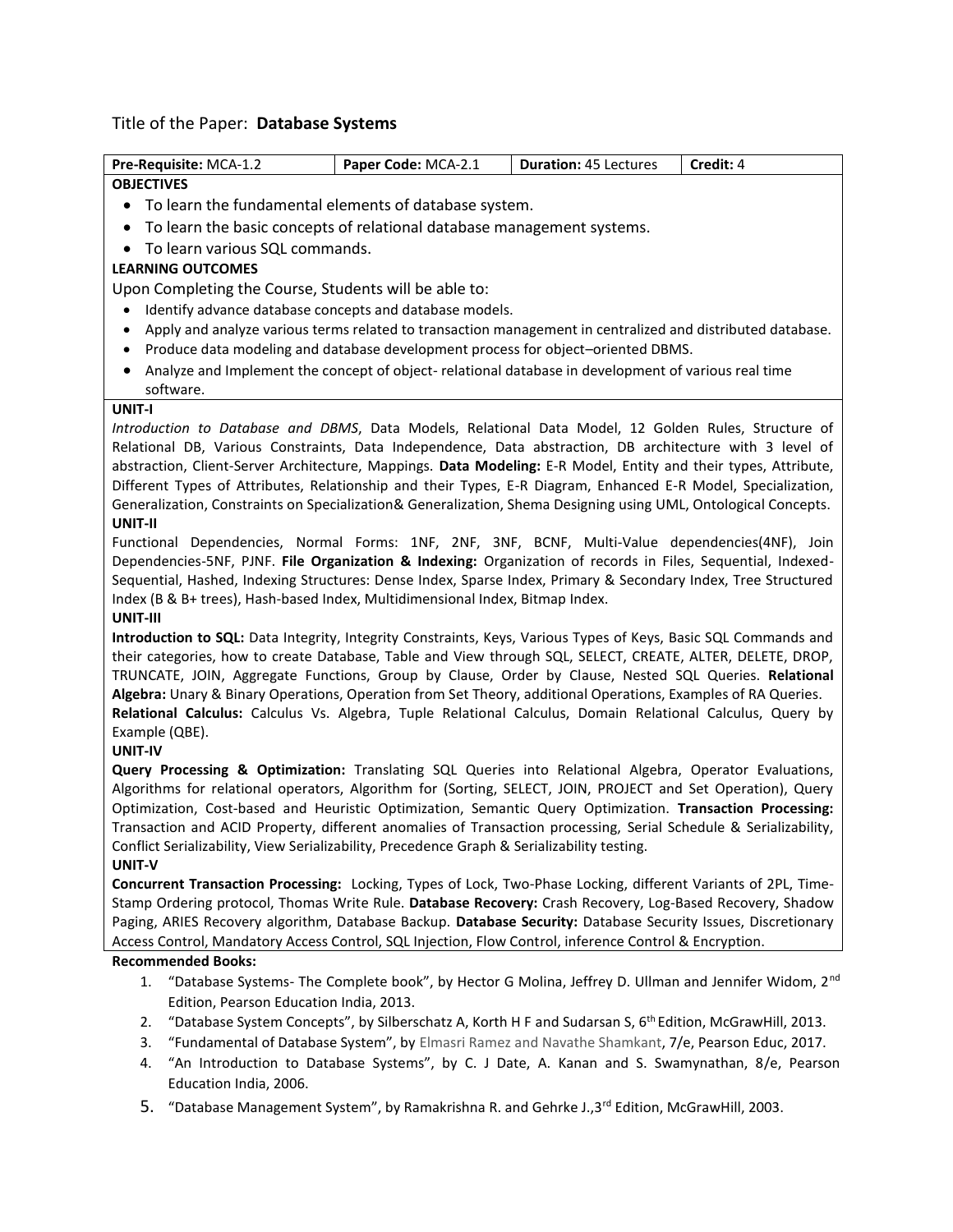Title of the Paper: **Database Systems**

| **Pre-Requisite:** MCA-1.2 | **Paper Code:** MCA-2.1 | **Duration:** 45 Lectures | **Credit:** 4 |
|---|---|---|---|

**OBJECTIVES**

- To learn the fundamental elements of database system.
- To learn the basic concepts of relational database management systems.
- To learn various SQL commands.

**LEARNING OUTCOMES**

Upon Completing the Course, Students will be able to:

- Identify advance database concepts and database models.
- Apply and analyze various terms related to transaction management in centralized and distributed database.
- Produce data modeling and database development process for object–oriented DBMS.
- Analyze and Implement the concept of object- relational database in development of various real time software.

**UNIT-I**

*Introduction to Database and DBMS*, Data Models, Relational Data Model, 12 Golden Rules, Structure of Relational DB, Various Constraints, Data Independence, Data abstraction, DB architecture with 3 level of abstraction, Client-Server Architecture, Mappings. **Data Modeling:** E-R Model, Entity and their types, Attribute, Different Types of Attributes, Relationship and their Types, E-R Diagram, Enhanced E-R Model, Specialization, Generalization, Constraints on Specialization& Generalization, Shema Designing using UML, Ontological Concepts.

**UNIT-II**

Functional Dependencies, Normal Forms: 1NF, 2NF, 3NF, BCNF, Multi-Value dependencies(4NF), Join Dependencies-5NF, PJNF. **File Organization & Indexing:** Organization of records in Files, Sequential, Indexed-Sequential, Hashed, Indexing Structures: Dense Index, Sparse Index, Primary & Secondary Index, Tree Structured Index (B & B+ trees), Hash-based Index, Multidimensional Index, Bitmap Index.

**UNIT-III**

**Introduction to SQL:** Data Integrity, Integrity Constraints, Keys, Various Types of Keys, Basic SQL Commands and their categories, how to create Database, Table and View through SQL, SELECT, CREATE, ALTER, DELETE, DROP, TRUNCATE, JOIN, Aggregate Functions, Group by Clause, Order by Clause, Nested SQL Queries. **Relational Algebra:** Unary & Binary Operations, Operation from Set Theory, additional Operations, Examples of RA Queries.
**Relational Calculus:** Calculus Vs. Algebra, Tuple Relational Calculus, Domain Relational Calculus, Query by Example (QBE).

**UNIT-IV**

**Query Processing & Optimization:** Translating SQL Queries into Relational Algebra, Operator Evaluations, Algorithms for relational operators, Algorithm for (Sorting, SELECT, JOIN, PROJECT and Set Operation), Query Optimization, Cost-based and Heuristic Optimization, Semantic Query Optimization. **Transaction Processing:** Transaction and ACID Property, different anomalies of Transaction processing, Serial Schedule & Serializability, Conflict Serializability, View Serializability, Precedence Graph & Serializability testing.

**UNIT-V**

**Concurrent Transaction Processing:** Locking, Types of Lock, Two-Phase Locking, different Variants of 2PL, Time-Stamp Ordering protocol, Thomas Write Rule. **Database Recovery:** Crash Recovery, Log-Based Recovery, Shadow Paging, ARIES Recovery algorithm, Database Backup. **Database Security:** Database Security Issues, Discretionary Access Control, Mandatory Access Control, SQL Injection, Flow Control, inference Control & Encryption.

**Recommended Books:**

1. "Database Systems- The Complete book", by Hector G Molina, Jeffrey D. Ullman and Jennifer Widom, 2nd Edition, Pearson Education India, 2013.
2. "Database System Concepts", by Silberschatz A, Korth H F and Sudarsan S, 6th Edition, McGrawHill, 2013.
3. "Fundamental of Database System", by Elmasri Ramez and Navathe Shamkant, 7/e, Pearson Educ, 2017.
4. "An Introduction to Database Systems", by C. J Date, A. Kanan and S. Swamynathan, 8/e, Pearson Education India, 2006.
5. "Database Management System", by Ramakrishna R. and Gehrke J.,3rd Edition, McGrawHill, 2003.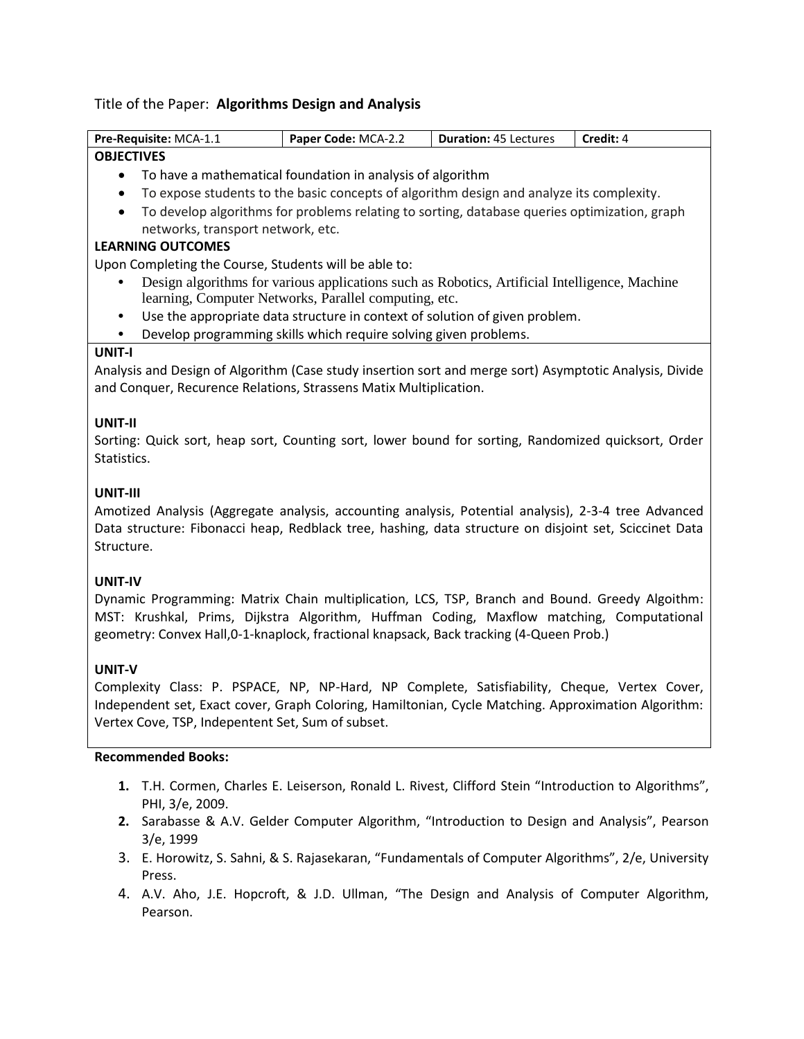Title of the Paper: **Algorithms Design and Analysis**

| **Pre-Requisite:** MCA-1.1 | **Paper Code:** MCA-2.2 | **Duration:** 45 Lectures | **Credit:** 4 |
|---|---|---|---|

**OBJECTIVES**

- To have a mathematical foundation in analysis of algorithm
- To expose students to the basic concepts of algorithm design and analyze its complexity.
- To develop algorithms for problems relating to sorting, database queries optimization, graph networks, transport network, etc.

**LEARNING OUTCOMES**

Upon Completing the Course, Students will be able to:

- Design algorithms for various applications such as Robotics, Artificial Intelligence, Machine learning, Computer Networks, Parallel computing, etc.
- Use the appropriate data structure in context of solution of given problem.
- Develop programming skills which require solving given problems.

**UNIT-I**

Analysis and Design of Algorithm (Case study insertion sort and merge sort) Asymptotic Analysis, Divide and Conquer, Recurence Relations, Strassens Matix Multiplication.

**UNIT-II**

Sorting: Quick sort, heap sort, Counting sort, lower bound for sorting, Randomized quicksort, Order Statistics.

**UNIT-III**

Amotized Analysis (Aggregate analysis, accounting analysis, Potential analysis), 2-3-4 tree Advanced Data structure: Fibonacci heap, Redblack tree, hashing, data structure on disjoint set, Sciccinet Data Structure.

**UNIT-IV**

Dynamic Programming: Matrix Chain multiplication, LCS, TSP, Branch and Bound. Greedy Algoithm: MST: Krushkal, Prims, Dijkstra Algorithm, Huffman Coding, Maxflow matching, Computational geometry: Convex Hall,0-1-knaplock, fractional knapsack, Back tracking (4-Queen Prob.)

**UNIT-V**

Complexity Class: P. PSPACE, NP, NP-Hard, NP Complete, Satisfiability, Cheque, Vertex Cover, Independent set, Exact cover, Graph Coloring, Hamiltonian, Cycle Matching. Approximation Algorithm: Vertex Cove, TSP, Indepentent Set, Sum of subset.

**Recommended Books:**

1. T.H. Cormen, Charles E. Leiserson, Ronald L. Rivest, Clifford Stein "Introduction to Algorithms", PHI, 3/e, 2009.
2. Sarabasse & A.V. Gelder Computer Algorithm, "Introduction to Design and Analysis", Pearson 3/e, 1999
3. E. Horowitz, S. Sahni, & S. Rajasekaran, "Fundamentals of Computer Algorithms", 2/e, University Press.
4. A.V. Aho, J.E. Hopcroft, & J.D. Ullman, "The Design and Analysis of Computer Algorithm, Pearson.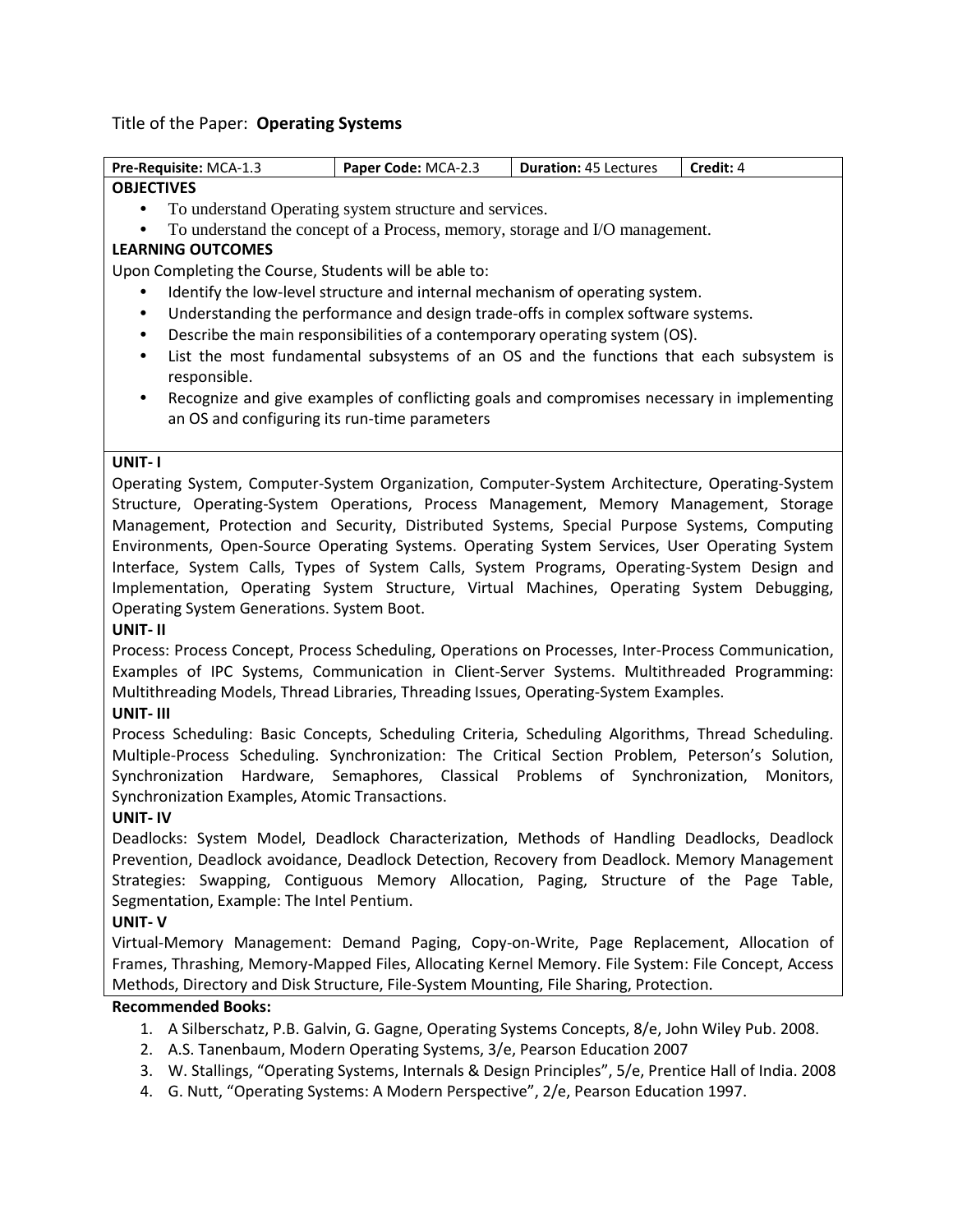Title of the Paper: **Operating Systems**

| **Pre-Requisite:** MCA-1.3 | **Paper Code:** MCA-2.3 | **Duration:** 45 Lectures | **Credit:** 4 |
|---|---|---|---|

**OBJECTIVES**

- To understand Operating system structure and services.
- To understand the concept of a Process, memory, storage and I/O management.

**LEARNING OUTCOMES**

Upon Completing the Course, Students will be able to:

- Identify the low-level structure and internal mechanism of operating system.
- Understanding the performance and design trade-offs in complex software systems.
- Describe the main responsibilities of a contemporary operating system (OS).
- List the most fundamental subsystems of an OS and the functions that each subsystem is responsible.
- Recognize and give examples of conflicting goals and compromises necessary in implementing an OS and configuring its run-time parameters

**UNIT- I**

Operating System, Computer-System Organization, Computer-System Architecture, Operating-System Structure, Operating-System Operations, Process Management, Memory Management, Storage Management, Protection and Security, Distributed Systems, Special Purpose Systems, Computing Environments, Open-Source Operating Systems. Operating System Services, User Operating System Interface, System Calls, Types of System Calls, System Programs, Operating-System Design and Implementation, Operating System Structure, Virtual Machines, Operating System Debugging, Operating System Generations. System Boot.

**UNIT- II**

Process: Process Concept, Process Scheduling, Operations on Processes, Inter-Process Communication, Examples of IPC Systems, Communication in Client-Server Systems. Multithreaded Programming: Multithreading Models, Thread Libraries, Threading Issues, Operating-System Examples.

**UNIT- III**

Process Scheduling: Basic Concepts, Scheduling Criteria, Scheduling Algorithms, Thread Scheduling. Multiple-Process Scheduling. Synchronization: The Critical Section Problem, Peterson's Solution, Synchronization Hardware, Semaphores, Classical Problems of Synchronization, Monitors, Synchronization Examples, Atomic Transactions.

**UNIT- IV**

Deadlocks: System Model, Deadlock Characterization, Methods of Handling Deadlocks, Deadlock Prevention, Deadlock avoidance, Deadlock Detection, Recovery from Deadlock. Memory Management Strategies: Swapping, Contiguous Memory Allocation, Paging, Structure of the Page Table, Segmentation, Example: The Intel Pentium.

**UNIT- V**

Virtual-Memory Management: Demand Paging, Copy-on-Write, Page Replacement, Allocation of Frames, Thrashing, Memory-Mapped Files, Allocating Kernel Memory. File System: File Concept, Access Methods, Directory and Disk Structure, File-System Mounting, File Sharing, Protection.

**Recommended Books:**

1. A Silberschatz, P.B. Galvin, G. Gagne, Operating Systems Concepts, 8/e, John Wiley Pub. 2008.
2. A.S. Tanenbaum, Modern Operating Systems, 3/e, Pearson Education 2007
3. W. Stallings, "Operating Systems, Internals & Design Principles", 5/e, Prentice Hall of India. 2008
4. G. Nutt, "Operating Systems: A Modern Perspective", 2/e, Pearson Education 1997.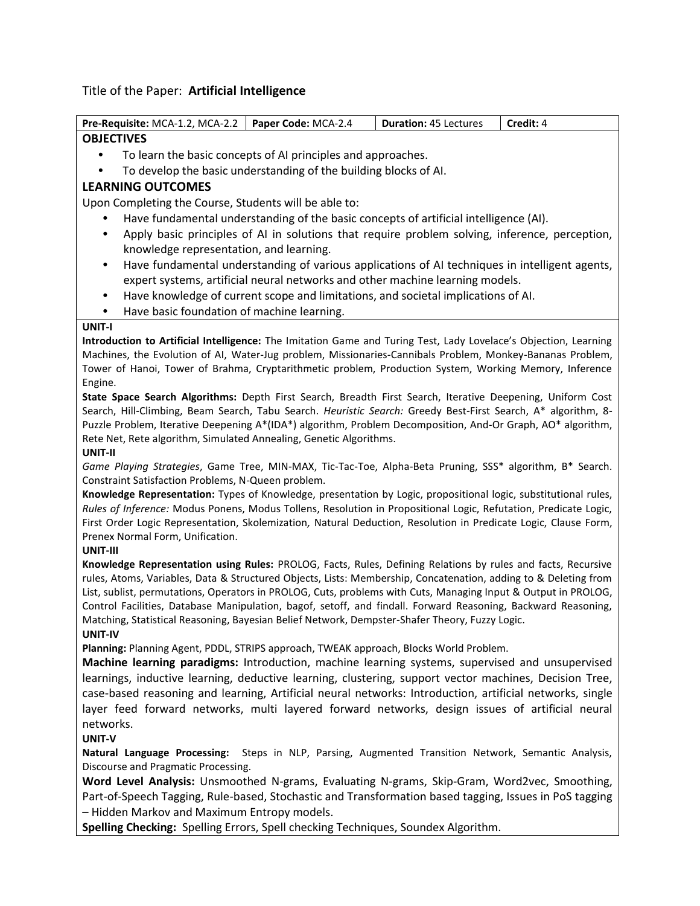Title of the Paper: **Artificial Intelligence**

| **Pre-Requisite:** MCA-1.2, MCA-2.2 | **Paper Code:** MCA-2.4 | **Duration:** 45 Lectures | **Credit:** 4 |
|---|---|---|---|

## OBJECTIVES

- To learn the basic concepts of AI principles and approaches.
- To develop the basic understanding of the building blocks of AI.

## LEARNING OUTCOMES

Upon Completing the Course, Students will be able to:

- Have fundamental understanding of the basic concepts of artificial intelligence (AI).
- Apply basic principles of AI in solutions that require problem solving, inference, perception, knowledge representation, and learning.
- Have fundamental understanding of various applications of AI techniques in intelligent agents, expert systems, artificial neural networks and other machine learning models.
- Have knowledge of current scope and limitations, and societal implications of AI.
- Have basic foundation of machine learning.

**UNIT-I**

**Introduction to Artificial Intelligence:** The Imitation Game and Turing Test, Lady Lovelace's Objection, Learning Machines, the Evolution of AI, Water-Jug problem, Missionaries-Cannibals Problem, Monkey-Bananas Problem, Tower of Hanoi, Tower of Brahma, Cryptarithmetic problem, Production System, Working Memory, Inference Engine.

**State Space Search Algorithms:** Depth First Search, Breadth First Search, Iterative Deepening, Uniform Cost Search, Hill-Climbing, Beam Search, Tabu Search. *Heuristic Search:* Greedy Best-First Search, A* algorithm, 8-Puzzle Problem, Iterative Deepening A*(IDA*) algorithm, Problem Decomposition, And-Or Graph, AO* algorithm, Rete Net, Rete algorithm, Simulated Annealing, Genetic Algorithms.

**UNIT-II**

*Game Playing Strategies*, Game Tree, MIN-MAX, Tic-Tac-Toe, Alpha-Beta Pruning, SSS* algorithm, B* Search. Constraint Satisfaction Problems, N-Queen problem.

**Knowledge Representation:** Types of Knowledge, presentation by Logic, propositional logic, substitutional rules, *Rules of Inference:* Modus Ponens, Modus Tollens, Resolution in Propositional Logic, Refutation, Predicate Logic, First Order Logic Representation, Skolemization, Natural Deduction, Resolution in Predicate Logic, Clause Form, Prenex Normal Form, Unification.

**UNIT-III**

**Knowledge Representation using Rules:** PROLOG, Facts, Rules, Defining Relations by rules and facts, Recursive rules, Atoms, Variables, Data & Structured Objects, Lists: Membership, Concatenation, adding to & Deleting from List, sublist, permutations, Operators in PROLOG, Cuts, problems with Cuts, Managing Input & Output in PROLOG, Control Facilities, Database Manipulation, bagof, setoff, and findall. Forward Reasoning, Backward Reasoning, Matching, Statistical Reasoning, Bayesian Belief Network, Dempster-Shafer Theory, Fuzzy Logic.

**UNIT-IV**

**Planning:** Planning Agent, PDDL, STRIPS approach, TWEAK approach, Blocks World Problem.

**Machine learning paradigms:** Introduction, machine learning systems, supervised and unsupervised learnings, inductive learning, deductive learning, clustering, support vector machines, Decision Tree, case-based reasoning and learning, Artificial neural networks: Introduction, artificial networks, single layer feed forward networks, multi layered forward networks, design issues of artificial neural networks.

**UNIT-V**

**Natural Language Processing:** Steps in NLP, Parsing, Augmented Transition Network, Semantic Analysis, Discourse and Pragmatic Processing.

**Word Level Analysis:** Unsmoothed N-grams, Evaluating N-grams, Skip-Gram, Word2vec, Smoothing, Part-of-Speech Tagging, Rule-based, Stochastic and Transformation based tagging, Issues in PoS tagging – Hidden Markov and Maximum Entropy models.

**Spelling Checking:** Spelling Errors, Spell checking Techniques, Soundex Algorithm.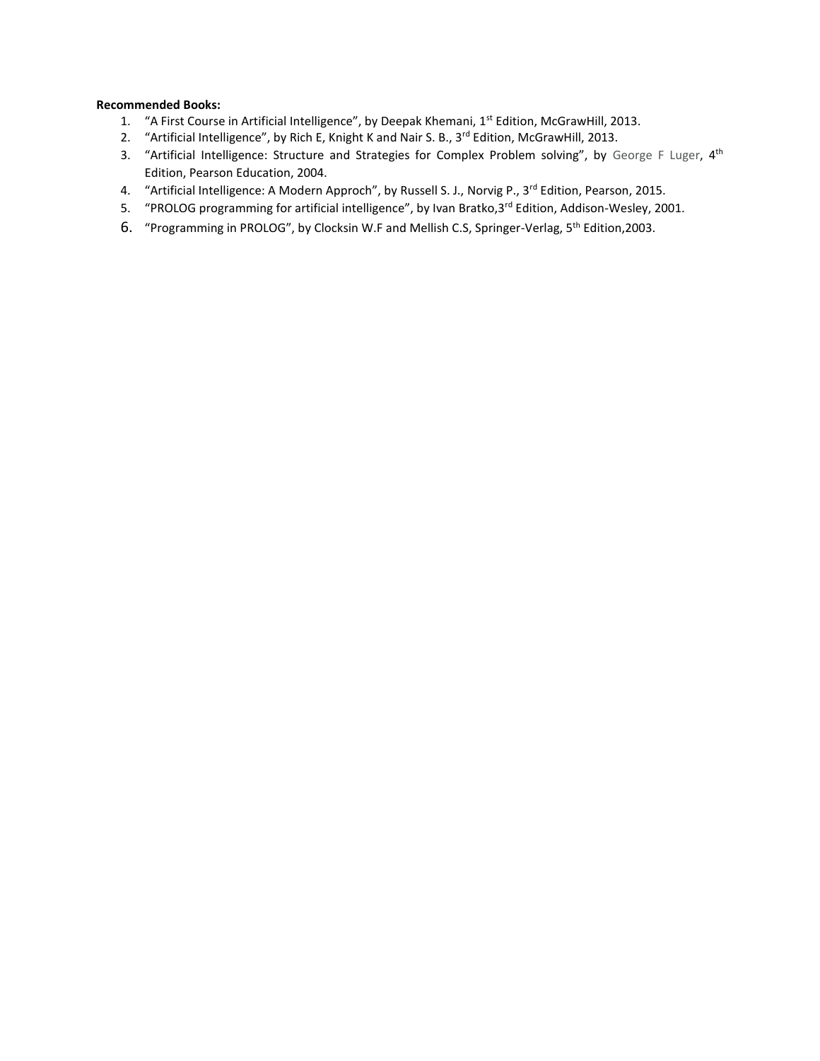**Recommended Books:**

1. "A First Course in Artificial Intelligence", by Deepak Khemani, 1st Edition, McGrawHill, 2013.
2. "Artificial Intelligence", by Rich E, Knight K and Nair S. B., 3rd Edition, McGrawHill, 2013.
3. "Artificial Intelligence: Structure and Strategies for Complex Problem solving", by George F Luger, 4th Edition, Pearson Education, 2004.
4. "Artificial Intelligence: A Modern Approch", by Russell S. J., Norvig P., 3rd Edition, Pearson, 2015.
5. "PROLOG programming for artificial intelligence", by Ivan Bratko,3rd Edition, Addison-Wesley, 2001.
6. "Programming in PROLOG", by Clocksin W.F and Mellish C.S, Springer-Verlag, 5th Edition,2003.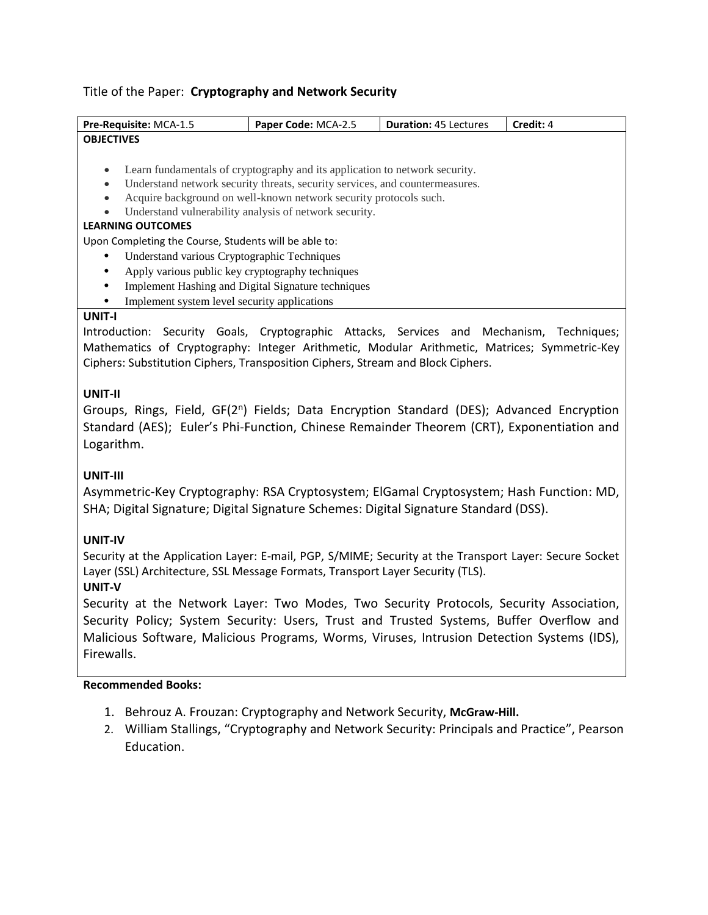Title of the Paper: **Cryptography and Network Security**

| **Pre-Requisite:** MCA-1.5 | **Paper Code:** MCA-2.5 | **Duration:** 45 Lectures | **Credit:** 4 |
|---|---|---|---|

**OBJECTIVES**

- Learn fundamentals of cryptography and its application to network security.
- Understand network security threats, security services, and countermeasures.
- Acquire background on well-known network security protocols such.
- Understand vulnerability analysis of network security.

**LEARNING OUTCOMES**

Upon Completing the Course, Students will be able to:

- Understand various Cryptographic Techniques
- Apply various public key cryptography techniques
- Implement Hashing and Digital Signature techniques
- Implement system level security applications

**UNIT-I**

Introduction: Security Goals, Cryptographic Attacks, Services and Mechanism, Techniques; Mathematics of Cryptography: Integer Arithmetic, Modular Arithmetic, Matrices; Symmetric-Key Ciphers: Substitution Ciphers, Transposition Ciphers, Stream and Block Ciphers.

**UNIT-II**

Groups, Rings, Field, GF($2^n$) Fields; Data Encryption Standard (DES); Advanced Encryption Standard (AES); Euler's Phi-Function, Chinese Remainder Theorem (CRT), Exponentiation and Logarithm.

**UNIT-III**

Asymmetric-Key Cryptography: RSA Cryptosystem; ElGamal Cryptosystem; Hash Function: MD, SHA; Digital Signature; Digital Signature Schemes: Digital Signature Standard (DSS).

**UNIT-IV**

Security at the Application Layer: E-mail, PGP, S/MIME; Security at the Transport Layer: Secure Socket Layer (SSL) Architecture, SSL Message Formats, Transport Layer Security (TLS).

**UNIT-V**

Security at the Network Layer: Two Modes, Two Security Protocols, Security Association, Security Policy; System Security: Users, Trust and Trusted Systems, Buffer Overflow and Malicious Software, Malicious Programs, Worms, Viruses, Intrusion Detection Systems (IDS), Firewalls.

**Recommended Books:**

1. Behrouz A. Frouzan: Cryptography and Network Security, **McGraw-Hill.**
2. William Stallings, "Cryptography and Network Security: Principals and Practice", Pearson Education.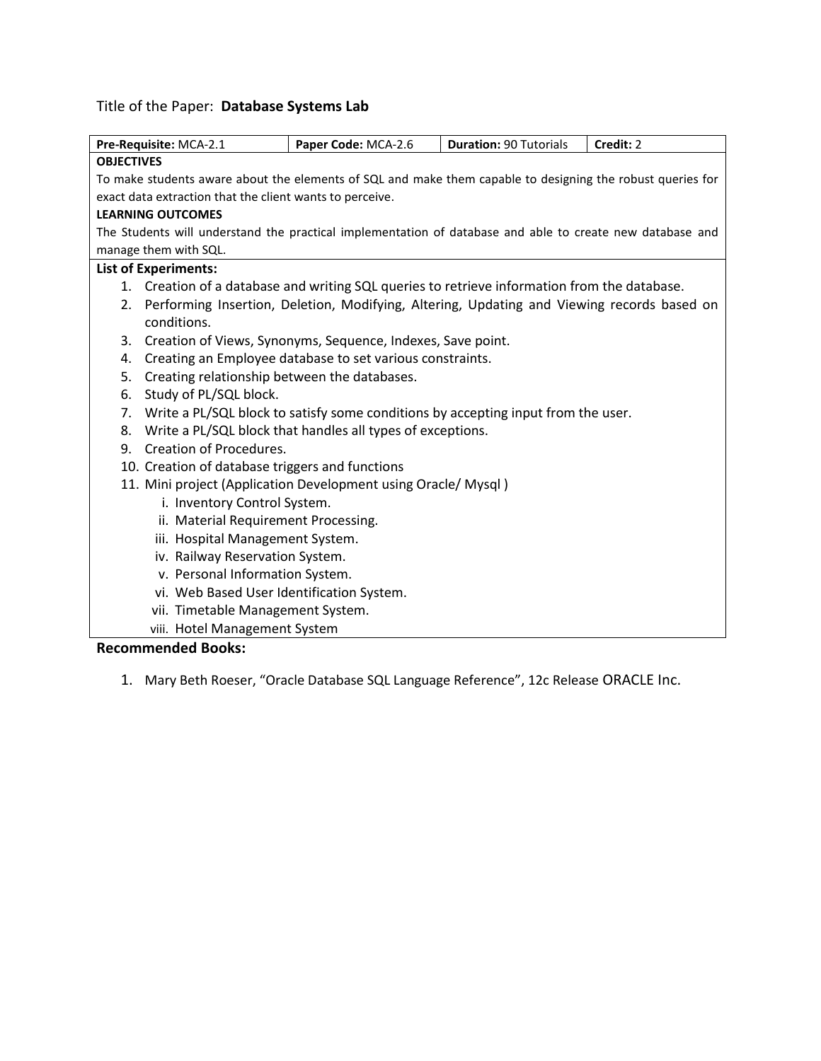Title of the Paper: **Database Systems Lab**

| **Pre-Requisite:** MCA-2.1 | **Paper Code:** MCA-2.6 | **Duration:** 90 Tutorials | **Credit:** 2 |
|---|---|---|---|

**OBJECTIVES**

To make students aware about the elements of SQL and make them capable to designing the robust queries for exact data extraction that the client wants to perceive.

**LEARNING OUTCOMES**

The Students will understand the practical implementation of database and able to create new database and manage them with SQL.

**List of Experiments:**

1. Creation of a database and writing SQL queries to retrieve information from the database.
2. Performing Insertion, Deletion, Modifying, Altering, Updating and Viewing records based on conditions.
3. Creation of Views, Synonyms, Sequence, Indexes, Save point.
4. Creating an Employee database to set various constraints.
5. Creating relationship between the databases.
6. Study of PL/SQL block.
7. Write a PL/SQL block to satisfy some conditions by accepting input from the user.
8. Write a PL/SQL block that handles all types of exceptions.
9. Creation of Procedures.
10. Creation of database triggers and functions
11. Mini project (Application Development using Oracle/ Mysql )
    i. Inventory Control System.
    ii. Material Requirement Processing.
    iii. Hospital Management System.
    iv. Railway Reservation System.
    v. Personal Information System.
    vi. Web Based User Identification System.
    vii. Timetable Management System.
    viii. Hotel Management System

**Recommended Books:**

1. Mary Beth Roeser, "Oracle Database SQL Language Reference", 12c Release ORACLE Inc.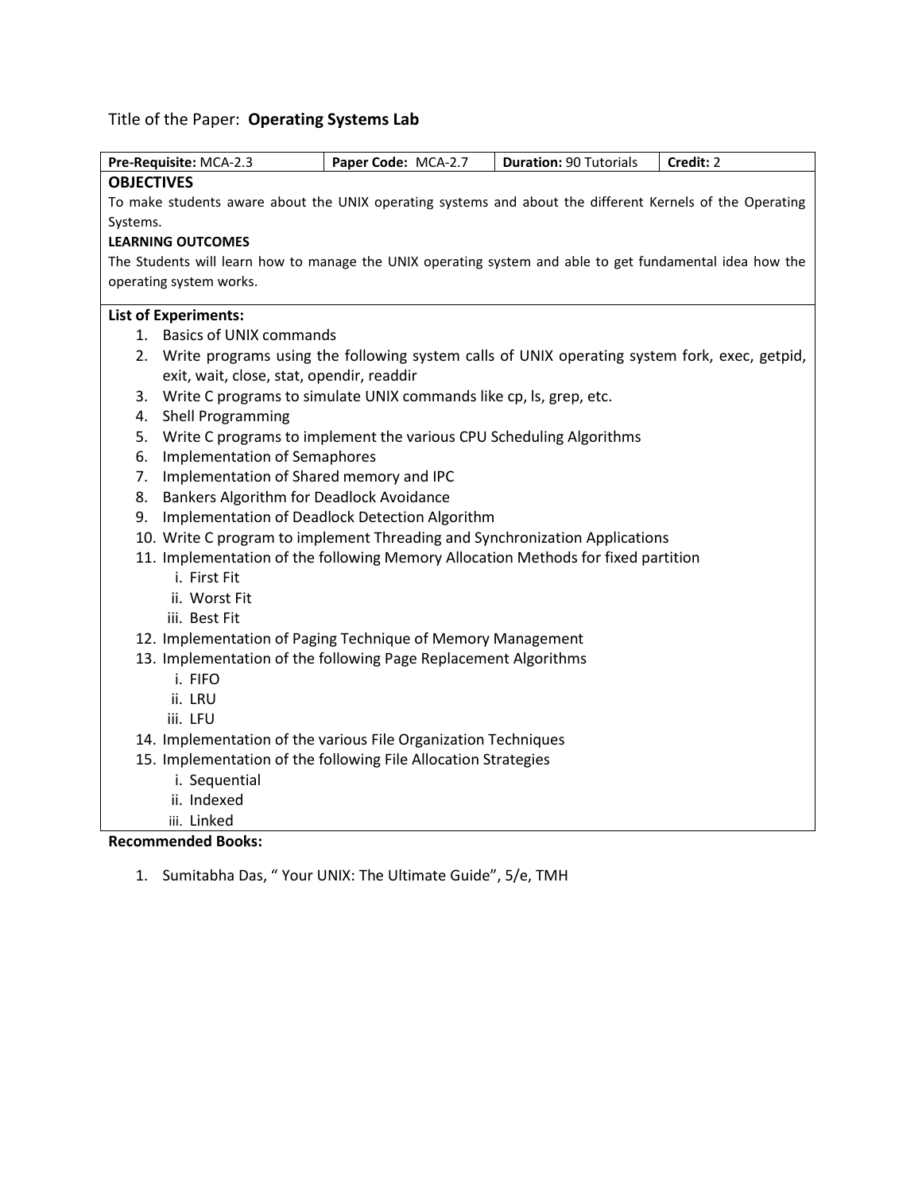Title of the Paper: **Operating Systems Lab**

| **Pre-Requisite:** MCA-2.3 | **Paper Code:** MCA-2.7 | **Duration:** 90 Tutorials | **Credit:** 2 |
| --- | --- | --- | --- |

## OBJECTIVES

To make students aware about the UNIX operating systems and about the different Kernels of the Operating Systems.

**LEARNING OUTCOMES**

The Students will learn how to manage the UNIX operating system and able to get fundamental idea how the operating system works.

**List of Experiments:**

1. Basics of UNIX commands
2. Write programs using the following system calls of UNIX operating system fork, exec, getpid, exit, wait, close, stat, opendir, readdir
3. Write C programs to simulate UNIX commands like cp, ls, grep, etc.
4. Shell Programming
5. Write C programs to implement the various CPU Scheduling Algorithms
6. Implementation of Semaphores
7. Implementation of Shared memory and IPC
8. Bankers Algorithm for Deadlock Avoidance
9. Implementation of Deadlock Detection Algorithm
10. Write C program to implement Threading and Synchronization Applications
11. Implementation of the following Memory Allocation Methods for fixed partition
    i. First Fit
    ii. Worst Fit
    iii. Best Fit
12. Implementation of Paging Technique of Memory Management
13. Implementation of the following Page Replacement Algorithms
    i. FIFO
    ii. LRU
    iii. LFU
14. Implementation of the various File Organization Techniques
15. Implementation of the following File Allocation Strategies
    i. Sequential
    ii. Indexed
    iii. Linked

**Recommended Books:**

1. Sumitabha Das, " Your UNIX: The Ultimate Guide", 5/e, TMH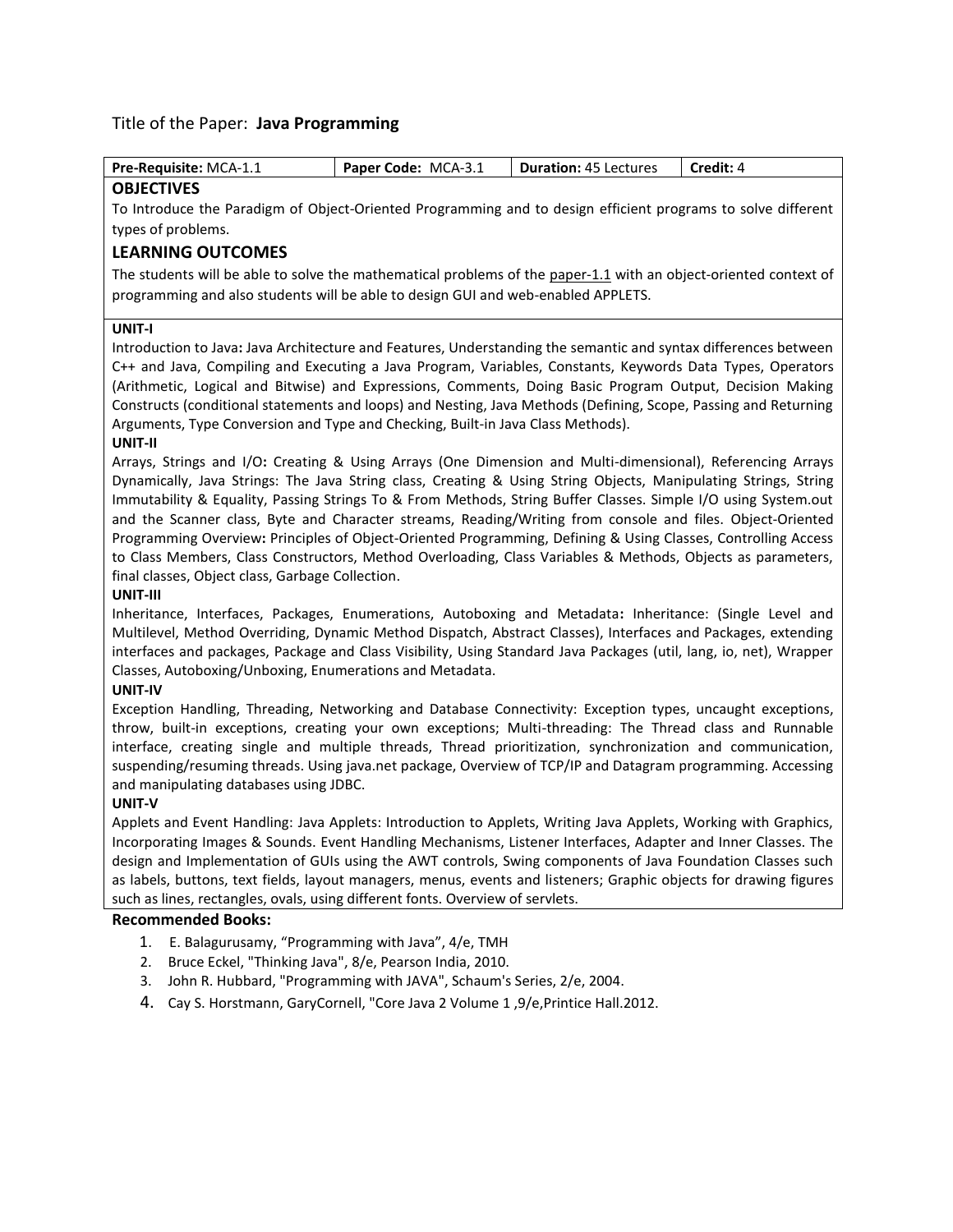Title of the Paper: **Java Programming**

| **Pre-Requisite:** MCA-1.1 | **Paper Code:** MCA-3.1 | **Duration:** 45 Lectures | **Credit:** 4 |
|---|---|---|---|

## OBJECTIVES

To Introduce the Paradigm of Object-Oriented Programming and to design efficient programs to solve different types of problems.

## LEARNING OUTCOMES

The students will be able to solve the mathematical problems of the paper-1.1 with an object-oriented context of programming and also students will be able to design GUI and web-enabled APPLETS.

**UNIT-I**

Introduction to Java**:** Java Architecture and Features, Understanding the semantic and syntax differences between C++ and Java, Compiling and Executing a Java Program, Variables, Constants, Keywords Data Types, Operators (Arithmetic, Logical and Bitwise) and Expressions, Comments, Doing Basic Program Output, Decision Making Constructs (conditional statements and loops) and Nesting, Java Methods (Defining, Scope, Passing and Returning Arguments, Type Conversion and Type and Checking, Built-in Java Class Methods).

**UNIT-II**

Arrays, Strings and I/O**:** Creating & Using Arrays (One Dimension and Multi-dimensional), Referencing Arrays Dynamically, Java Strings: The Java String class, Creating & Using String Objects, Manipulating Strings, String Immutability & Equality, Passing Strings To & From Methods, String Buffer Classes. Simple I/O using System.out and the Scanner class, Byte and Character streams, Reading/Writing from console and files. Object-Oriented Programming Overview**:** Principles of Object-Oriented Programming, Defining & Using Classes, Controlling Access to Class Members, Class Constructors, Method Overloading, Class Variables & Methods, Objects as parameters, final classes, Object class, Garbage Collection.

**UNIT-III**

Inheritance, Interfaces, Packages, Enumerations, Autoboxing and Metadata**:** Inheritance: (Single Level and Multilevel, Method Overriding, Dynamic Method Dispatch, Abstract Classes), Interfaces and Packages, extending interfaces and packages, Package and Class Visibility, Using Standard Java Packages (util, lang, io, net), Wrapper Classes, Autoboxing/Unboxing, Enumerations and Metadata.

**UNIT-IV**

Exception Handling, Threading, Networking and Database Connectivity: Exception types, uncaught exceptions, throw, built-in exceptions, creating your own exceptions; Multi-threading: The Thread class and Runnable interface, creating single and multiple threads, Thread prioritization, synchronization and communication, suspending/resuming threads. Using java.net package, Overview of TCP/IP and Datagram programming. Accessing and manipulating databases using JDBC.

**UNIT-V**

Applets and Event Handling: Java Applets: Introduction to Applets, Writing Java Applets, Working with Graphics, Incorporating Images & Sounds. Event Handling Mechanisms, Listener Interfaces, Adapter and Inner Classes. The design and Implementation of GUIs using the AWT controls, Swing components of Java Foundation Classes such as labels, buttons, text fields, layout managers, menus, events and listeners; Graphic objects for drawing figures such as lines, rectangles, ovals, using different fonts. Overview of servlets.

**Recommended Books:**

1. E. Balagurusamy, "Programming with Java", 4/e, TMH
2. Bruce Eckel, "Thinking Java", 8/e, Pearson India, 2010.
3. John R. Hubbard, "Programming with JAVA", Schaum's Series, 2/e, 2004.
4. Cay S. Horstmann, GaryCornell, "Core Java 2 Volume 1 ,9/e,Printice Hall.2012.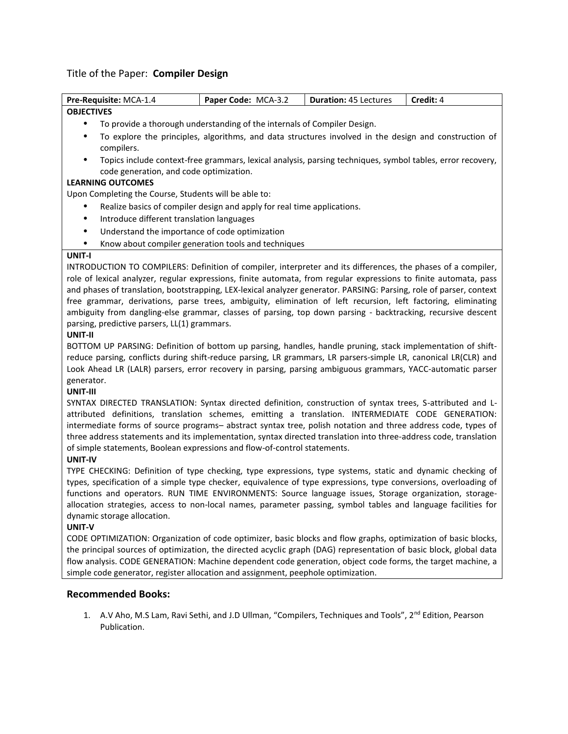Title of the Paper: **Compiler Design**

| **Pre-Requisite:** MCA-1.4 | **Paper Code:** MCA-3.2 | **Duration:** 45 Lectures | **Credit:** 4 |
|---|---|---|---|

**OBJECTIVES**

- To provide a thorough understanding of the internals of Compiler Design.
- To explore the principles, algorithms, and data structures involved in the design and construction of compilers.
- Topics include context-free grammars, lexical analysis, parsing techniques, symbol tables, error recovery, code generation, and code optimization.

**LEARNING OUTCOMES**

Upon Completing the Course, Students will be able to:

- Realize basics of compiler design and apply for real time applications.
- Introduce different translation languages
- Understand the importance of code optimization
- Know about compiler generation tools and techniques

**UNIT-I**

INTRODUCTION TO COMPILERS: Definition of compiler, interpreter and its differences, the phases of a compiler, role of lexical analyzer, regular expressions, finite automata, from regular expressions to finite automata, pass and phases of translation, bootstrapping, LEX-lexical analyzer generator. PARSING: Parsing, role of parser, context free grammar, derivations, parse trees, ambiguity, elimination of left recursion, left factoring, eliminating ambiguity from dangling-else grammar, classes of parsing, top down parsing - backtracking, recursive descent parsing, predictive parsers, LL(1) grammars.

**UNIT-II**

BOTTOM UP PARSING: Definition of bottom up parsing, handles, handle pruning, stack implementation of shift-reduce parsing, conflicts during shift-reduce parsing, LR grammars, LR parsers-simple LR, canonical LR(CLR) and Look Ahead LR (LALR) parsers, error recovery in parsing, parsing ambiguous grammars, YACC-automatic parser generator.

**UNIT-III**

SYNTAX DIRECTED TRANSLATION: Syntax directed definition, construction of syntax trees, S-attributed and L-attributed definitions, translation schemes, emitting a translation. INTERMEDIATE CODE GENERATION: intermediate forms of source programs– abstract syntax tree, polish notation and three address code, types of three address statements and its implementation, syntax directed translation into three-address code, translation of simple statements, Boolean expressions and flow-of-control statements.

**UNIT-IV**

TYPE CHECKING: Definition of type checking, type expressions, type systems, static and dynamic checking of types, specification of a simple type checker, equivalence of type expressions, type conversions, overloading of functions and operators. RUN TIME ENVIRONMENTS: Source language issues, Storage organization, storage-allocation strategies, access to non-local names, parameter passing, symbol tables and language facilities for dynamic storage allocation.

**UNIT-V**

CODE OPTIMIZATION: Organization of code optimizer, basic blocks and flow graphs, optimization of basic blocks, the principal sources of optimization, the directed acyclic graph (DAG) representation of basic block, global data flow analysis. CODE GENERATION: Machine dependent code generation, object code forms, the target machine, a simple code generator, register allocation and assignment, peephole optimization.

## Recommended Books:

1. A.V Aho, M.S Lam, Ravi Sethi, and J.D Ullman, “Compilers, Techniques and Tools”, 2nd Edition, Pearson Publication.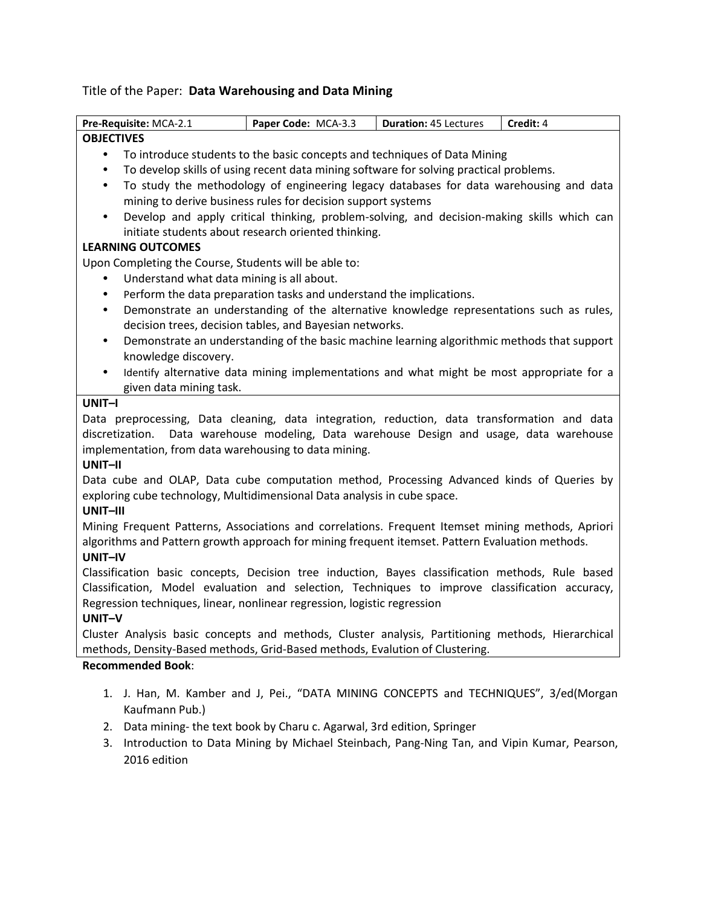Title of the Paper: **Data Warehousing and Data Mining**

| **Pre-Requisite:** MCA-2.1 | **Paper Code:** MCA-3.3 | **Duration:** 45 Lectures | **Credit:** 4 |
|---|---|---|---|

**OBJECTIVES**

- To introduce students to the basic concepts and techniques of Data Mining
- To develop skills of using recent data mining software for solving practical problems.
- To study the methodology of engineering legacy databases for data warehousing and data mining to derive business rules for decision support systems
- Develop and apply critical thinking, problem-solving, and decision-making skills which can initiate students about research oriented thinking.

**LEARNING OUTCOMES**

Upon Completing the Course, Students will be able to:

- Understand what data mining is all about.
- Perform the data preparation tasks and understand the implications.
- Demonstrate an understanding of the alternative knowledge representations such as rules, decision trees, decision tables, and Bayesian networks.
- Demonstrate an understanding of the basic machine learning algorithmic methods that support knowledge discovery.
- Identify alternative data mining implementations and what might be most appropriate for a given data mining task.

**UNIT–I**

Data preprocessing, Data cleaning, data integration, reduction, data transformation and data discretization. Data warehouse modeling, Data warehouse Design and usage, data warehouse implementation, from data warehousing to data mining.

**UNIT–II**

Data cube and OLAP, Data cube computation method, Processing Advanced kinds of Queries by exploring cube technology, Multidimensional Data analysis in cube space.

**UNIT–III**

Mining Frequent Patterns, Associations and correlations. Frequent Itemset mining methods, Apriori algorithms and Pattern growth approach for mining frequent itemset. Pattern Evaluation methods.

**UNIT–IV**

Classification basic concepts, Decision tree induction, Bayes classification methods, Rule based Classification, Model evaluation and selection, Techniques to improve classification accuracy, Regression techniques, linear, nonlinear regression, logistic regression

**UNIT–V**

Cluster Analysis basic concepts and methods, Cluster analysis, Partitioning methods, Hierarchical methods, Density-Based methods, Grid-Based methods, Evalution of Clustering.

**Recommended Book**:

1. J. Han, M. Kamber and J, Pei., "DATA MINING CONCEPTS and TECHNIQUES", 3/ed(Morgan Kaufmann Pub.)
2. Data mining- the text book by Charu c. Agarwal, 3rd edition, Springer
3. Introduction to Data Mining by Michael Steinbach, Pang-Ning Tan, and Vipin Kumar, Pearson, 2016 edition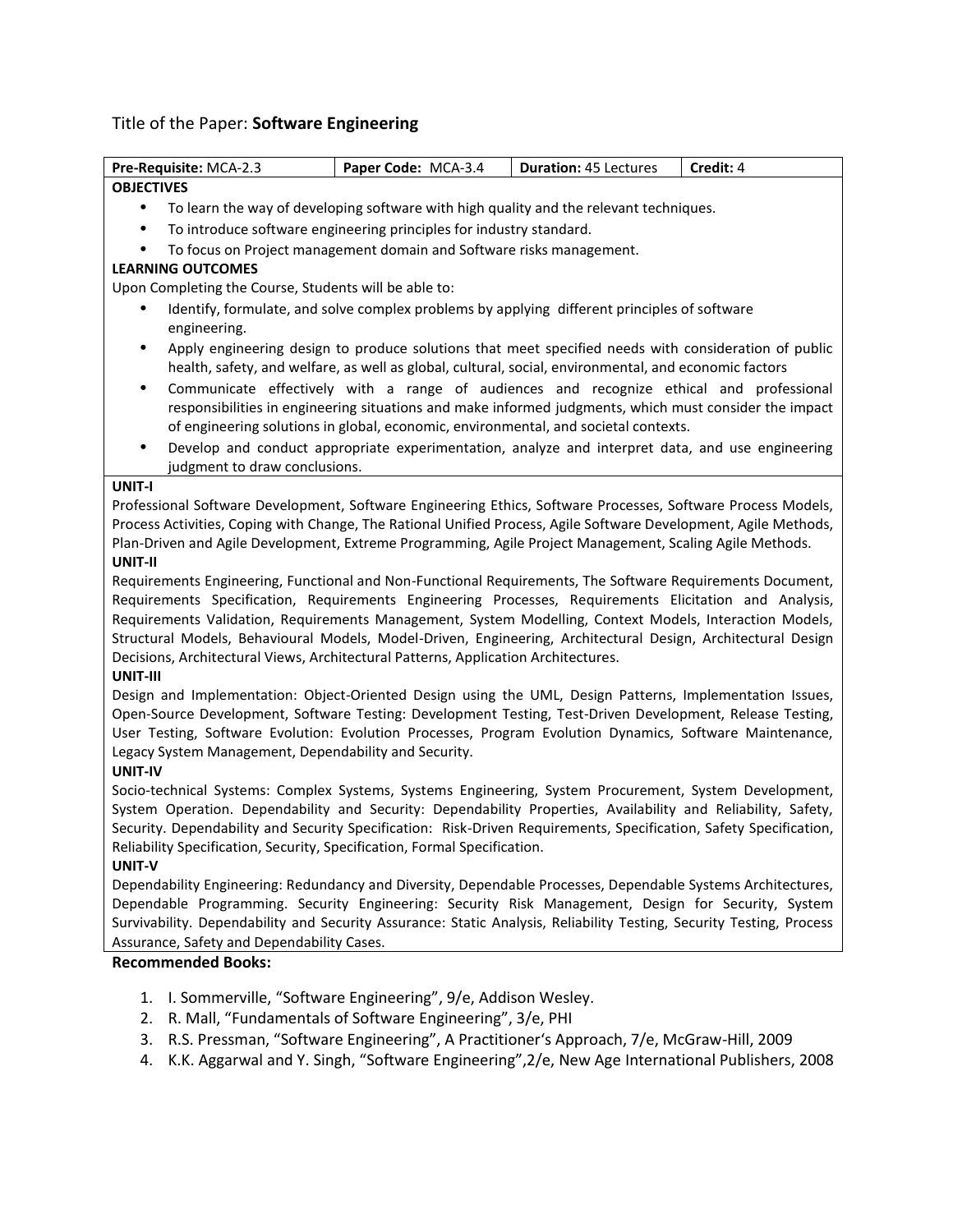Title of the Paper: **Software Engineering**

| **Pre-Requisite:** MCA-2.3 | **Paper Code:** MCA-3.4 | **Duration:** 45 Lectures | **Credit:** 4 |
|---|---|---|---|

**OBJECTIVES**

- To learn the way of developing software with high quality and the relevant techniques.
- To introduce software engineering principles for industry standard.
- To focus on Project management domain and Software risks management.

**LEARNING OUTCOMES**

Upon Completing the Course, Students will be able to:

- Identify, formulate, and solve complex problems by applying different principles of software engineering.
- Apply engineering design to produce solutions that meet specified needs with consideration of public health, safety, and welfare, as well as global, cultural, social, environmental, and economic factors
- Communicate effectively with a range of audiences and recognize ethical and professional responsibilities in engineering situations and make informed judgments, which must consider the impact of engineering solutions in global, economic, environmental, and societal contexts.
- Develop and conduct appropriate experimentation, analyze and interpret data, and use engineering judgment to draw conclusions.

**UNIT-I**

Professional Software Development, Software Engineering Ethics, Software Processes, Software Process Models, Process Activities, Coping with Change, The Rational Unified Process, Agile Software Development, Agile Methods, Plan-Driven and Agile Development, Extreme Programming, Agile Project Management, Scaling Agile Methods.

**UNIT-II**

Requirements Engineering, Functional and Non-Functional Requirements, The Software Requirements Document, Requirements Specification, Requirements Engineering Processes, Requirements Elicitation and Analysis, Requirements Validation, Requirements Management, System Modelling, Context Models, Interaction Models, Structural Models, Behavioural Models, Model-Driven, Engineering, Architectural Design, Architectural Design Decisions, Architectural Views, Architectural Patterns, Application Architectures.

**UNIT-III**

Design and Implementation: Object-Oriented Design using the UML, Design Patterns, Implementation Issues, Open-Source Development, Software Testing: Development Testing, Test-Driven Development, Release Testing, User Testing, Software Evolution: Evolution Processes, Program Evolution Dynamics, Software Maintenance, Legacy System Management, Dependability and Security.

**UNIT-IV**

Socio-technical Systems: Complex Systems, Systems Engineering, System Procurement, System Development, System Operation. Dependability and Security: Dependability Properties, Availability and Reliability, Safety, Security. Dependability and Security Specification: Risk-Driven Requirements, Specification, Safety Specification, Reliability Specification, Security, Specification, Formal Specification.

**UNIT-V**

Dependability Engineering: Redundancy and Diversity, Dependable Processes, Dependable Systems Architectures, Dependable Programming. Security Engineering: Security Risk Management, Design for Security, System Survivability. Dependability and Security Assurance: Static Analysis, Reliability Testing, Security Testing, Process Assurance, Safety and Dependability Cases.

**Recommended Books:**

1. I. Sommerville, "Software Engineering", 9/e, Addison Wesley.
2. R. Mall, "Fundamentals of Software Engineering", 3/e, PHI
3. R.S. Pressman, "Software Engineering", A Practitioner's Approach, 7/e, McGraw-Hill, 2009
4. K.K. Aggarwal and Y. Singh, "Software Engineering",2/e, New Age International Publishers, 2008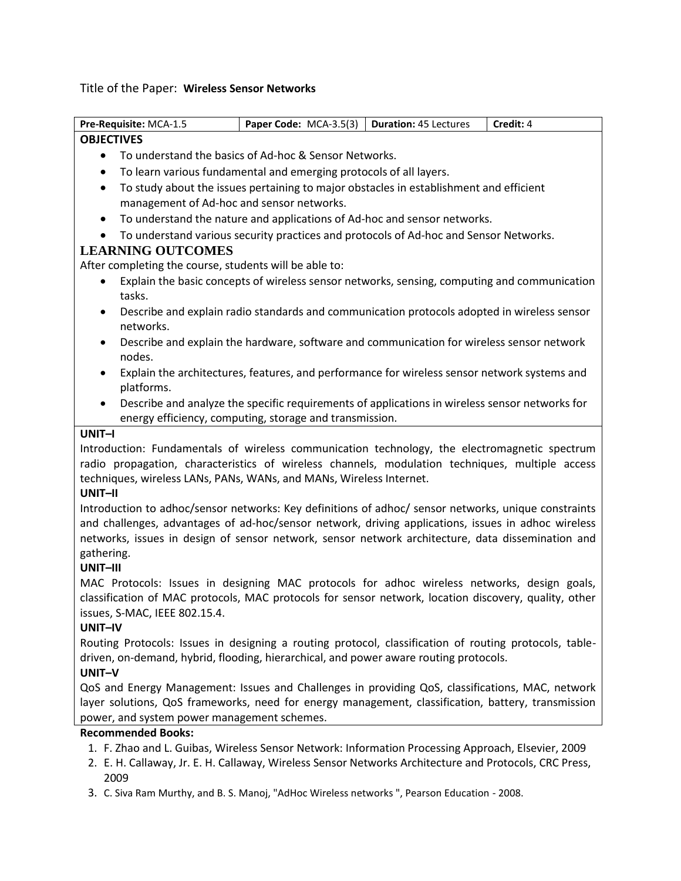Title of the Paper: **Wireless Sensor Networks**

| **Pre-Requisite:** MCA-1.5 | **Paper Code:** MCA-3.5(3) | **Duration:** 45 Lectures | **Credit:** 4 |
|---|---|---|---|

**OBJECTIVES**

- To understand the basics of Ad-hoc & Sensor Networks.
- To learn various fundamental and emerging protocols of all layers.
- To study about the issues pertaining to major obstacles in establishment and efficient management of Ad-hoc and sensor networks.
- To understand the nature and applications of Ad-hoc and sensor networks.
- To understand various security practices and protocols of Ad-hoc and Sensor Networks.

**LEARNING OUTCOMES**

After completing the course, students will be able to:

- Explain the basic concepts of wireless sensor networks, sensing, computing and communication tasks.
- Describe and explain radio standards and communication protocols adopted in wireless sensor networks.
- Describe and explain the hardware, software and communication for wireless sensor network nodes.
- Explain the architectures, features, and performance for wireless sensor network systems and platforms.
- Describe and analyze the specific requirements of applications in wireless sensor networks for energy efficiency, computing, storage and transmission.

**UNIT–I**

Introduction: Fundamentals of wireless communication technology, the electromagnetic spectrum radio propagation, characteristics of wireless channels, modulation techniques, multiple access techniques, wireless LANs, PANs, WANs, and MANs, Wireless Internet.

**UNIT–II**

Introduction to adhoc/sensor networks: Key definitions of adhoc/ sensor networks, unique constraints and challenges, advantages of ad-hoc/sensor network, driving applications, issues in adhoc wireless networks, issues in design of sensor network, sensor network architecture, data dissemination and gathering.

**UNIT–III**

MAC Protocols: Issues in designing MAC protocols for adhoc wireless networks, design goals, classification of MAC protocols, MAC protocols for sensor network, location discovery, quality, other issues, S-MAC, IEEE 802.15.4.

**UNIT–IV**

Routing Protocols: Issues in designing a routing protocol, classification of routing protocols, table-driven, on-demand, hybrid, flooding, hierarchical, and power aware routing protocols.

**UNIT–V**

QoS and Energy Management: Issues and Challenges in providing QoS, classifications, MAC, network layer solutions, QoS frameworks, need for energy management, classification, battery, transmission power, and system power management schemes.

**Recommended Books:**

1. F. Zhao and L. Guibas, Wireless Sensor Network: Information Processing Approach, Elsevier, 2009
2. E. H. Callaway, Jr. E. H. Callaway, Wireless Sensor Networks Architecture and Protocols, CRC Press, 2009
3. C. Siva Ram Murthy, and B. S. Manoj, "AdHoc Wireless networks ", Pearson Education - 2008.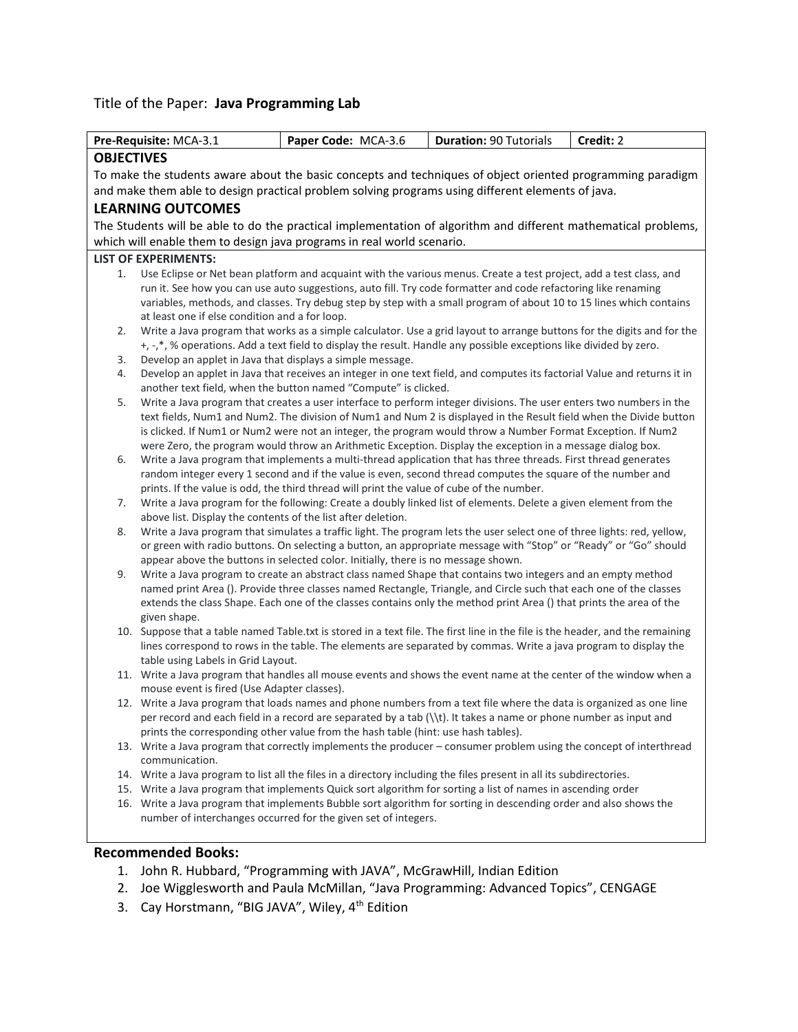Title of the Paper: **Java Programming Lab**

| **Pre-Requisite:** MCA-3.1 | **Paper Code:** MCA-3.6 | **Duration:** 90 Tutorials | **Credit:** 2 |
|---|---|---|---|

## OBJECTIVES

To make the students aware about the basic concepts and techniques of object oriented programming paradigm and make them able to design practical problem solving programs using different elements of java.

## LEARNING OUTCOMES

The Students will be able to do the practical implementation of algorithm and different mathematical problems, which will enable them to design java programs in real world scenario.

**LIST OF EXPERIMENTS:**

1. Use Eclipse or Net bean platform and acquaint with the various menus. Create a test project, add a test class, and run it. See how you can use auto suggestions, auto fill. Try code formatter and code refactoring like renaming variables, methods, and classes. Try debug step by step with a small program of about 10 to 15 lines which contains at least one if else condition and a for loop.
2. Write a Java program that works as a simple calculator. Use a grid layout to arrange buttons for the digits and for the +, -,*, % operations. Add a text field to display the result. Handle any possible exceptions like divided by zero.
3. Develop an applet in Java that displays a simple message.
4. Develop an applet in Java that receives an integer in one text field, and computes its factorial Value and returns it in another text field, when the button named "Compute" is clicked.
5. Write a Java program that creates a user interface to perform integer divisions. The user enters two numbers in the text fields, Num1 and Num2. The division of Num1 and Num 2 is displayed in the Result field when the Divide button is clicked. If Num1 or Num2 were not an integer, the program would throw a Number Format Exception. If Num2 were Zero, the program would throw an Arithmetic Exception. Display the exception in a message dialog box.
6. Write a Java program that implements a multi-thread application that has three threads. First thread generates random integer every 1 second and if the value is even, second thread computes the square of the number and prints. If the value is odd, the third thread will print the value of cube of the number.
7. Write a Java program for the following: Create a doubly linked list of elements. Delete a given element from the above list. Display the contents of the list after deletion.
8. Write a Java program that simulates a traffic light. The program lets the user select one of three lights: red, yellow, or green with radio buttons. On selecting a button, an appropriate message with "Stop" or "Ready" or "Go" should appear above the buttons in selected color. Initially, there is no message shown.
9. Write a Java program to create an abstract class named Shape that contains two integers and an empty method named print Area (). Provide three classes named Rectangle, Triangle, and Circle such that each one of the classes extends the class Shape. Each one of the classes contains only the method print Area () that prints the area of the given shape.
10. Suppose that a table named Table.txt is stored in a text file. The first line in the file is the header, and the remaining lines correspond to rows in the table. The elements are separated by commas. Write a java program to display the table using Labels in Grid Layout.
11. Write a Java program that handles all mouse events and shows the event name at the center of the window when a mouse event is fired (Use Adapter classes).
12. Write a Java program that loads names and phone numbers from a text file where the data is organized as one line per record and each field in a record are separated by a tab (\\t). It takes a name or phone number as input and prints the corresponding other value from the hash table (hint: use hash tables).
13. Write a Java program that correctly implements the producer – consumer problem using the concept of interthread communication.
14. Write a Java program to list all the files in a directory including the files present in all its subdirectories.
15. Write a Java program that implements Quick sort algorithm for sorting a list of names in ascending order
16. Write a Java program that implements Bubble sort algorithm for sorting in descending order and also shows the number of interchanges occurred for the given set of integers.

## Recommended Books:

1. John R. Hubbard, "Programming with JAVA", McGrawHill, Indian Edition
2. Joe Wigglesworth and Paula McMillan, "Java Programming: Advanced Topics", CENGAGE
3. Cay Horstmann, "BIG JAVA", Wiley, 4th Edition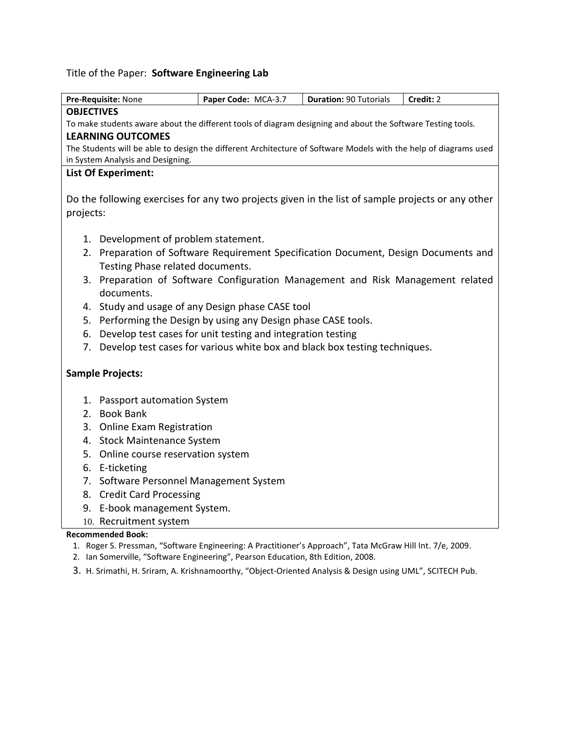Title of the Paper: **Software Engineering Lab**

| **Pre-Requisite:** None | **Paper Code:** MCA-3.7 | **Duration:** 90 Tutorials | **Credit:** 2 |
|---|---|---|---|

## OBJECTIVES

To make students aware about the different tools of diagram designing and about the Software Testing tools.

## LEARNING OUTCOMES

The Students will be able to design the different Architecture of Software Models with the help of diagrams used in System Analysis and Designing.

### List Of Experiment:

Do the following exercises for any two projects given in the list of sample projects or any other projects:

1. Development of problem statement.
2. Preparation of Software Requirement Specification Document, Design Documents and Testing Phase related documents.
3. Preparation of Software Configuration Management and Risk Management related documents.
4. Study and usage of any Design phase CASE tool
5. Performing the Design by using any Design phase CASE tools.
6. Develop test cases for unit testing and integration testing
7. Develop test cases for various white box and black box testing techniques.

### Sample Projects:

1. Passport automation System
2. Book Bank
3. Online Exam Registration
4. Stock Maintenance System
5. Online course reservation system
6. E-ticketing
7. Software Personnel Management System
8. Credit Card Processing
9. E-book management System.
10. Recruitment system

**Recommended Book:**

1. Roger S. Pressman, “Software Engineering: A Practitioner’s Approach”, Tata McGraw Hill Int. 7/e, 2009.
2. Ian Somerville, “Software Engineering”, Pearson Education, 8th Edition, 2008.
3. H. Srimathi, H. Sriram, A. Krishnamoorthy, “Object-Oriented Analysis & Design using UML”, SCITECH Pub.